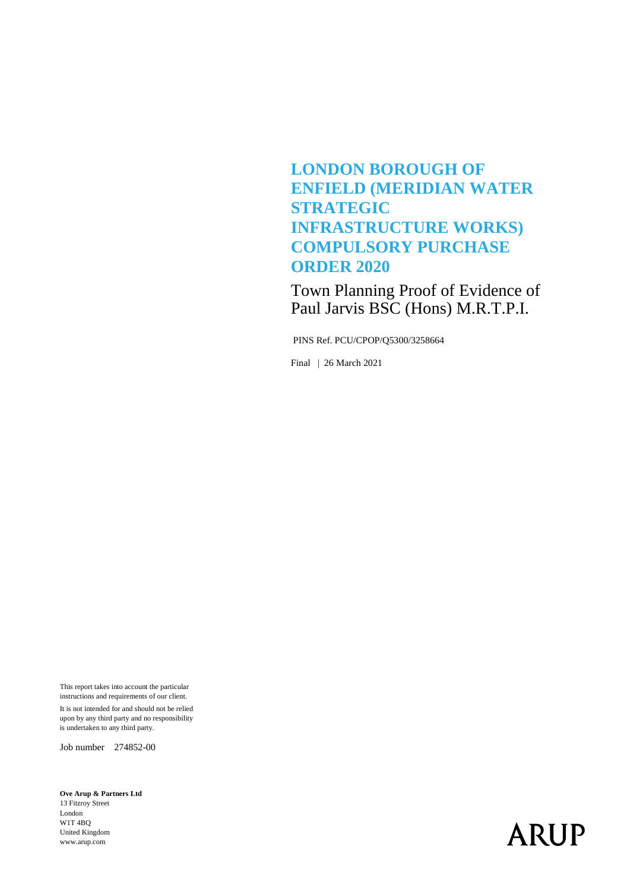# LONDON BOROUGH OF ENFIELD (MERIDIAN WATER STRATEGIC INFRASTRUCTURE WORKS) COMPULSORY PURCHASE ORDER 2020

Town Planning Proof of Evidence of Paul Jarvis BSC (Hons) M.R.T.P.I.

PINS Ref. PCU/CPOP/Q5300/3258664

Final | 26 March 2021

This report takes into account the particular instructions and requirements of our client.

It is not intended for and should not be relied upon by any third party and no responsibility is undertaken to any third party.

Job number 274852-00

**Ove Arup & Partners Ltd**
13 Fitzroy Street
London
W1T 4BQ
United Kingdom
www.arup.com

ARUP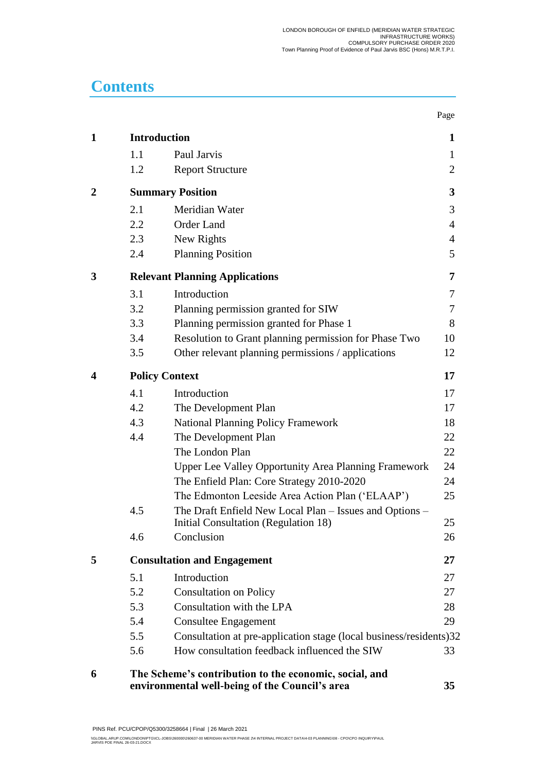# Contents

| | | | Page |
|---|---|---|---|
| **1** | **Introduction** | | **1** |
| | 1.1 | Paul Jarvis | 1 |
| | 1.2 | Report Structure | 2 |
| **2** | **Summary Position** | | **3** |
| | 2.1 | Meridian Water | 3 |
| | 2.2 | Order Land | 4 |
| | 2.3 | New Rights | 4 |
| | 2.4 | Planning Position | 5 |
| **3** | **Relevant Planning Applications** | | **7** |
| | 3.1 | Introduction | 7 |
| | 3.2 | Planning permission granted for SIW | 7 |
| | 3.3 | Planning permission granted for Phase 1 | 8 |
| | 3.4 | Resolution to Grant planning permission for Phase Two | 10 |
| | 3.5 | Other relevant planning permissions / applications | 12 |
| **4** | **Policy Context** | | **17** |
| | 4.1 | Introduction | 17 |
| | 4.2 | The Development Plan | 17 |
| | 4.3 | National Planning Policy Framework | 18 |
| | 4.4 | The Development Plan | 22 |
| | | The London Plan | 22 |
| | | Upper Lee Valley Opportunity Area Planning Framework | 24 |
| | | The Enfield Plan: Core Strategy 2010-2020 | 24 |
| | | The Edmonton Leeside Area Action Plan ('ELAAP') | 25 |
| | 4.5 | The Draft Enfield New Local Plan – Issues and Options – Initial Consultation (Regulation 18) | 25 |
| | 4.6 | Conclusion | 26 |
| **5** | **Consultation and Engagement** | | **27** |
| | 5.1 | Introduction | 27 |
| | 5.2 | Consultation on Policy | 27 |
| | 5.3 | Consultation with the LPA | 28 |
| | 5.4 | Consultee Engagement | 29 |
| | 5.5 | Consultation at pre-application stage (local business/residents) | 32 |
| | 5.6 | How consultation feedback influenced the SIW | 33 |
| **6** | **The Scheme's contribution to the economic, social, and environmental well-being of the Council's area** | | **35** |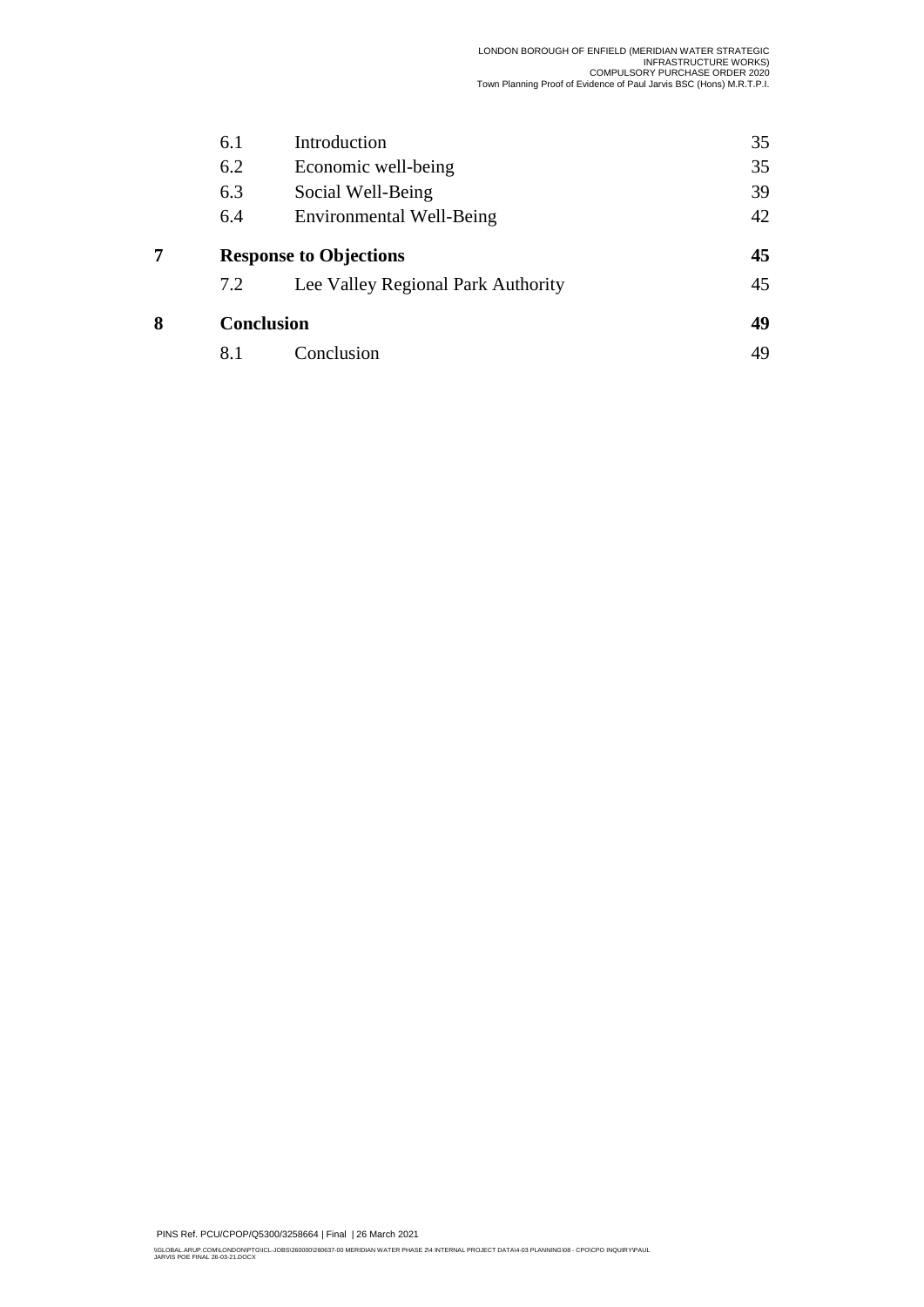| | | | |
|---|---|---|---|
| | 6.1 | Introduction | 35 |
| | 6.2 | Economic well-being | 35 |
| | 6.3 | Social Well-Being | 39 |
| | 6.4 | Environmental Well-Being | 42 |
| **7** | **Response to Objections** | | **45** |
| | 7.2 | Lee Valley Regional Park Authority | 45 |
| **8** | **Conclusion** | | **49** |
| | 8.1 | Conclusion | 49 |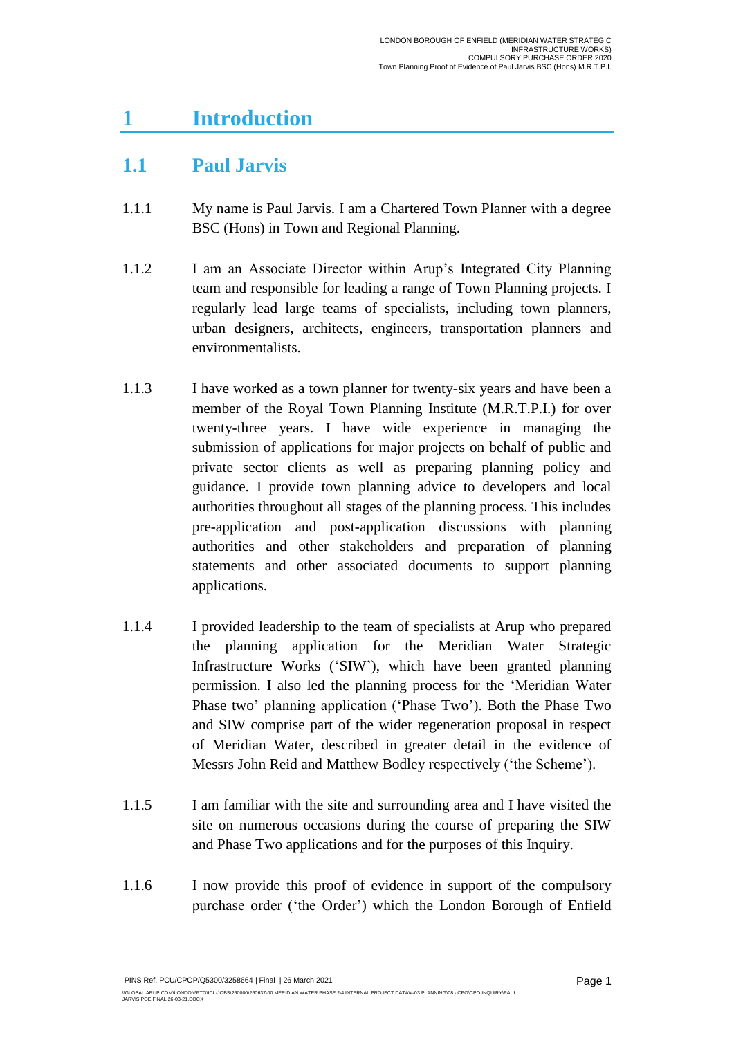# 1 Introduction

## 1.1 Paul Jarvis

1.1.1 My name is Paul Jarvis. I am a Chartered Town Planner with a degree BSC (Hons) in Town and Regional Planning.

1.1.2 I am an Associate Director within Arup's Integrated City Planning team and responsible for leading a range of Town Planning projects. I regularly lead large teams of specialists, including town planners, urban designers, architects, engineers, transportation planners and environmentalists.

1.1.3 I have worked as a town planner for twenty-six years and have been a member of the Royal Town Planning Institute (M.R.T.P.I.) for over twenty-three years. I have wide experience in managing the submission of applications for major projects on behalf of public and private sector clients as well as preparing planning policy and guidance. I provide town planning advice to developers and local authorities throughout all stages of the planning process. This includes pre-application and post-application discussions with planning authorities and other stakeholders and preparation of planning statements and other associated documents to support planning applications.

1.1.4 I provided leadership to the team of specialists at Arup who prepared the planning application for the Meridian Water Strategic Infrastructure Works ('SIW'), which have been granted planning permission. I also led the planning process for the 'Meridian Water Phase two' planning application ('Phase Two'). Both the Phase Two and SIW comprise part of the wider regeneration proposal in respect of Meridian Water, described in greater detail in the evidence of Messrs John Reid and Matthew Bodley respectively ('the Scheme').

1.1.5 I am familiar with the site and surrounding area and I have visited the site on numerous occasions during the course of preparing the SIW and Phase Two applications and for the purposes of this Inquiry.

1.1.6 I now provide this proof of evidence in support of the compulsory purchase order ('the Order') which the London Borough of Enfield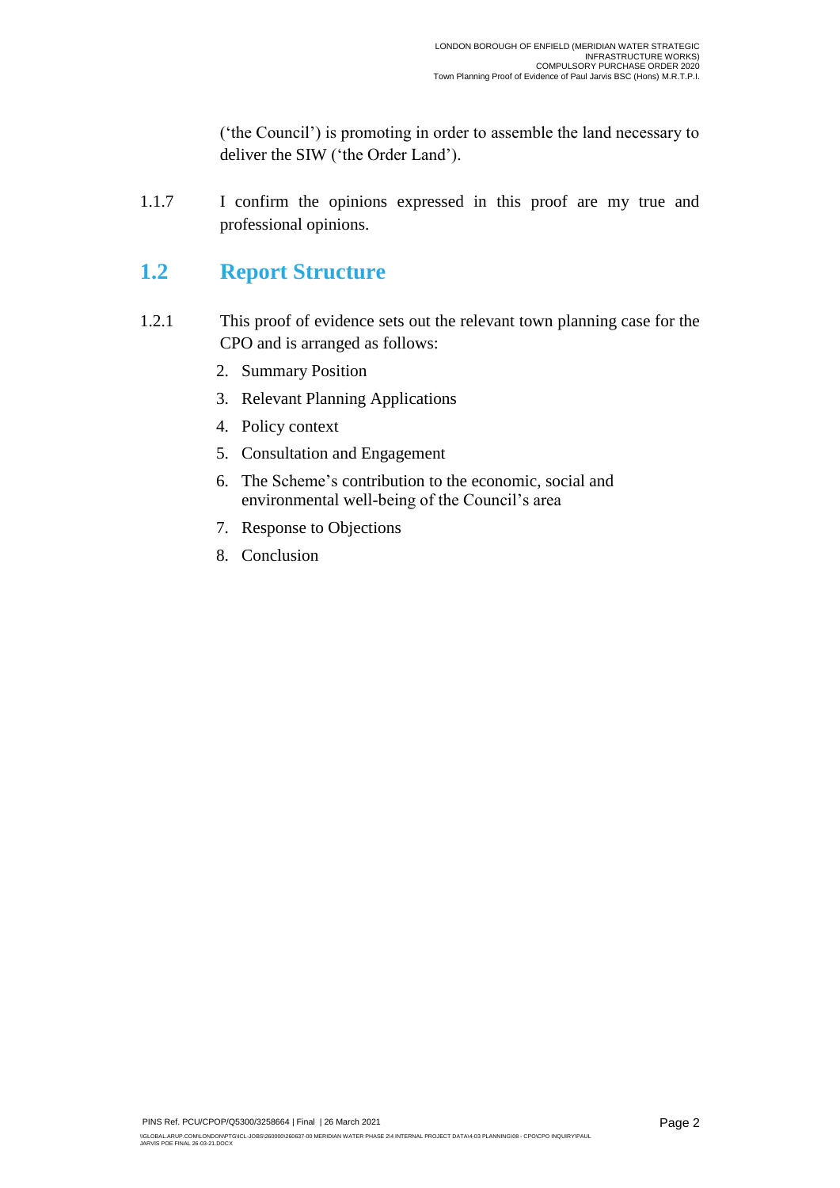('the Council') is promoting in order to assemble the land necessary to deliver the SIW ('the Order Land').

1.1.7 I confirm the opinions expressed in this proof are my true and professional opinions.

## 1.2 Report Structure

1.2.1 This proof of evidence sets out the relevant town planning case for the CPO and is arranged as follows:

2. Summary Position
3. Relevant Planning Applications
4. Policy context
5. Consultation and Engagement
6. The Scheme's contribution to the economic, social and environmental well-being of the Council's area
7. Response to Objections
8. Conclusion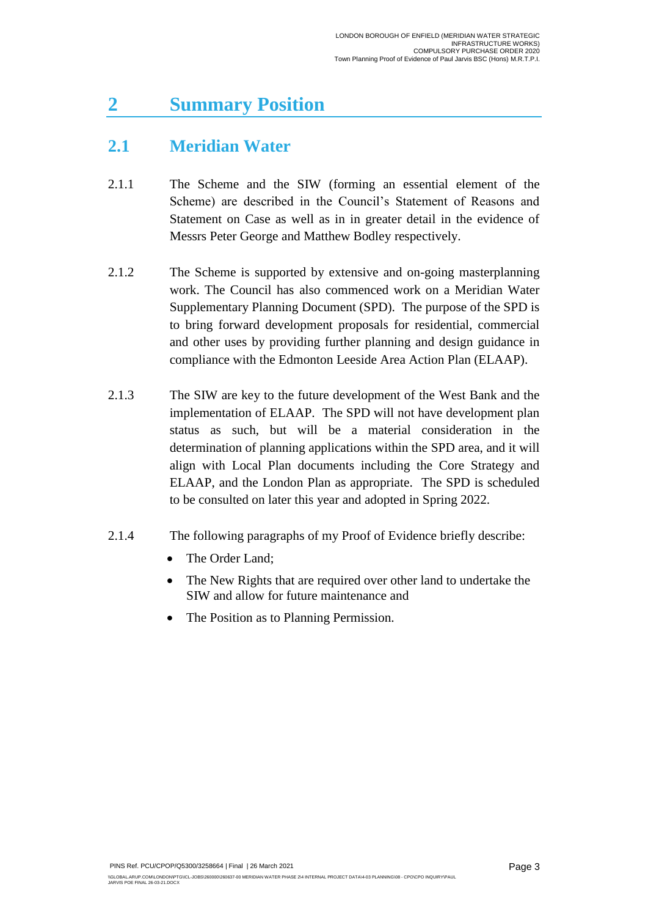# 2 Summary Position

## 2.1 Meridian Water

2.1.1 The Scheme and the SIW (forming an essential element of the Scheme) are described in the Council's Statement of Reasons and Statement on Case as well as in in greater detail in the evidence of Messrs Peter George and Matthew Bodley respectively.

2.1.2 The Scheme is supported by extensive and on-going masterplanning work. The Council has also commenced work on a Meridian Water Supplementary Planning Document (SPD). The purpose of the SPD is to bring forward development proposals for residential, commercial and other uses by providing further planning and design guidance in compliance with the Edmonton Leeside Area Action Plan (ELAAP).

2.1.3 The SIW are key to the future development of the West Bank and the implementation of ELAAP. The SPD will not have development plan status as such, but will be a material consideration in the determination of planning applications within the SPD area, and it will align with Local Plan documents including the Core Strategy and ELAAP, and the London Plan as appropriate. The SPD is scheduled to be consulted on later this year and adopted in Spring 2022.

2.1.4 The following paragraphs of my Proof of Evidence briefly describe:

- The Order Land;
- The New Rights that are required over other land to undertake the SIW and allow for future maintenance and
- The Position as to Planning Permission.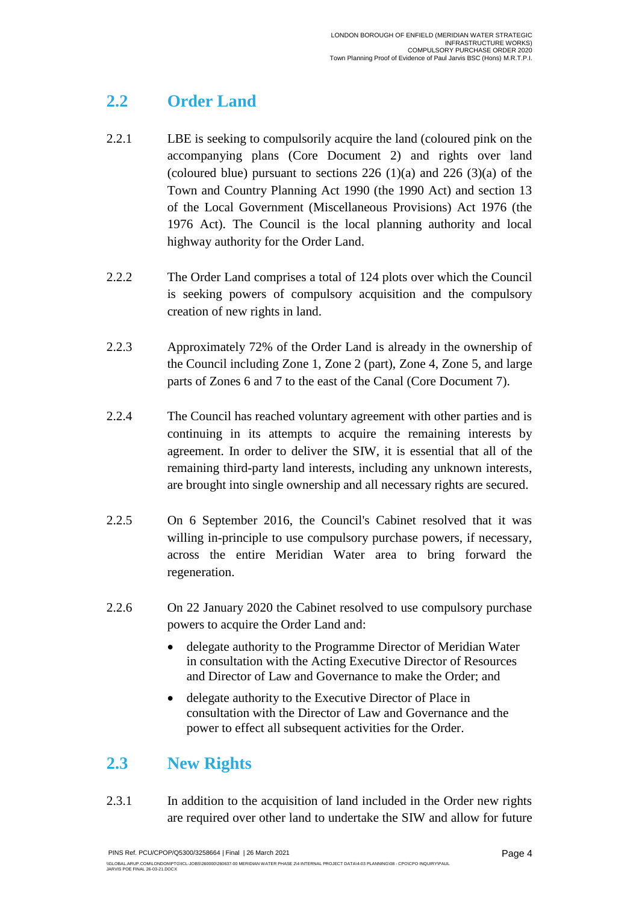## 2.2 Order Land

2.2.1 LBE is seeking to compulsorily acquire the land (coloured pink on the accompanying plans (Core Document 2) and rights over land (coloured blue) pursuant to sections 226 (1)(a) and 226 (3)(a) of the Town and Country Planning Act 1990 (the 1990 Act) and section 13 of the Local Government (Miscellaneous Provisions) Act 1976 (the 1976 Act). The Council is the local planning authority and local highway authority for the Order Land.

2.2.2 The Order Land comprises a total of 124 plots over which the Council is seeking powers of compulsory acquisition and the compulsory creation of new rights in land.

2.2.3 Approximately 72% of the Order Land is already in the ownership of the Council including Zone 1, Zone 2 (part), Zone 4, Zone 5, and large parts of Zones 6 and 7 to the east of the Canal (Core Document 7).

2.2.4 The Council has reached voluntary agreement with other parties and is continuing in its attempts to acquire the remaining interests by agreement. In order to deliver the SIW, it is essential that all of the remaining third-party land interests, including any unknown interests, are brought into single ownership and all necessary rights are secured.

2.2.5 On 6 September 2016, the Council's Cabinet resolved that it was willing in-principle to use compulsory purchase powers, if necessary, across the entire Meridian Water area to bring forward the regeneration.

2.2.6 On 22 January 2020 the Cabinet resolved to use compulsory purchase powers to acquire the Order Land and:

- delegate authority to the Programme Director of Meridian Water in consultation with the Acting Executive Director of Resources and Director of Law and Governance to make the Order; and
- delegate authority to the Executive Director of Place in consultation with the Director of Law and Governance and the power to effect all subsequent activities for the Order.

## 2.3 New Rights

2.3.1 In addition to the acquisition of land included in the Order new rights are required over other land to undertake the SIW and allow for future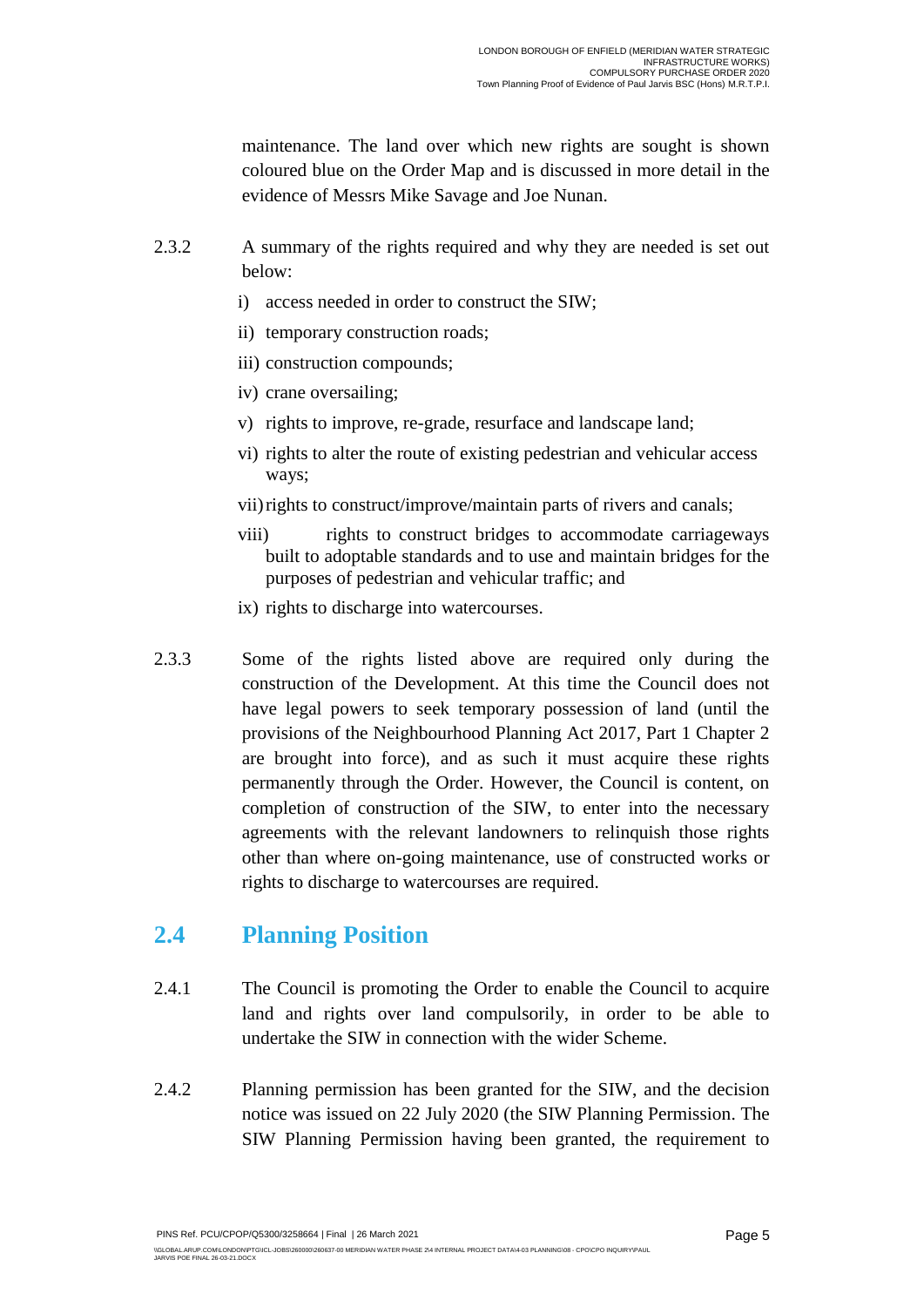maintenance. The land over which new rights are sought is shown coloured blue on the Order Map and is discussed in more detail in the evidence of Messrs Mike Savage and Joe Nunan.

2.3.2 A summary of the rights required and why they are needed is set out below:

i) access needed in order to construct the SIW;

ii) temporary construction roads;

iii) construction compounds;

iv) crane oversailing;

v) rights to improve, re-grade, resurface and landscape land;

vi) rights to alter the route of existing pedestrian and vehicular access ways;

vii) rights to construct/improve/maintain parts of rivers and canals;

viii) rights to construct bridges to accommodate carriageways built to adoptable standards and to use and maintain bridges for the purposes of pedestrian and vehicular traffic; and

ix) rights to discharge into watercourses.

2.3.3 Some of the rights listed above are required only during the construction of the Development. At this time the Council does not have legal powers to seek temporary possession of land (until the provisions of the Neighbourhood Planning Act 2017, Part 1 Chapter 2 are brought into force), and as such it must acquire these rights permanently through the Order. However, the Council is content, on completion of construction of the SIW, to enter into the necessary agreements with the relevant landowners to relinquish those rights other than where on-going maintenance, use of constructed works or rights to discharge to watercourses are required.

## 2.4 Planning Position

2.4.1 The Council is promoting the Order to enable the Council to acquire land and rights over land compulsorily, in order to be able to undertake the SIW in connection with the wider Scheme.

2.4.2 Planning permission has been granted for the SIW, and the decision notice was issued on 22 July 2020 (the SIW Planning Permission. The SIW Planning Permission having been granted, the requirement to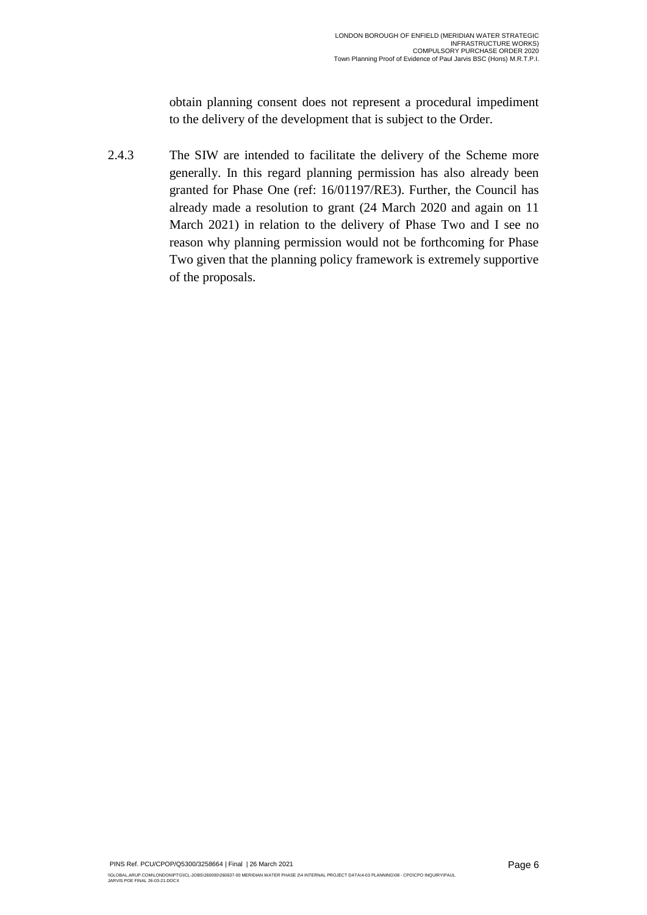obtain planning consent does not represent a procedural impediment to the delivery of the development that is subject to the Order.

2.4.3 The SIW are intended to facilitate the delivery of the Scheme more generally. In this regard planning permission has also already been granted for Phase One (ref: 16/01197/RE3). Further, the Council has already made a resolution to grant (24 March 2020 and again on 11 March 2021) in relation to the delivery of Phase Two and I see no reason why planning permission would not be forthcoming for Phase Two given that the planning policy framework is extremely supportive of the proposals.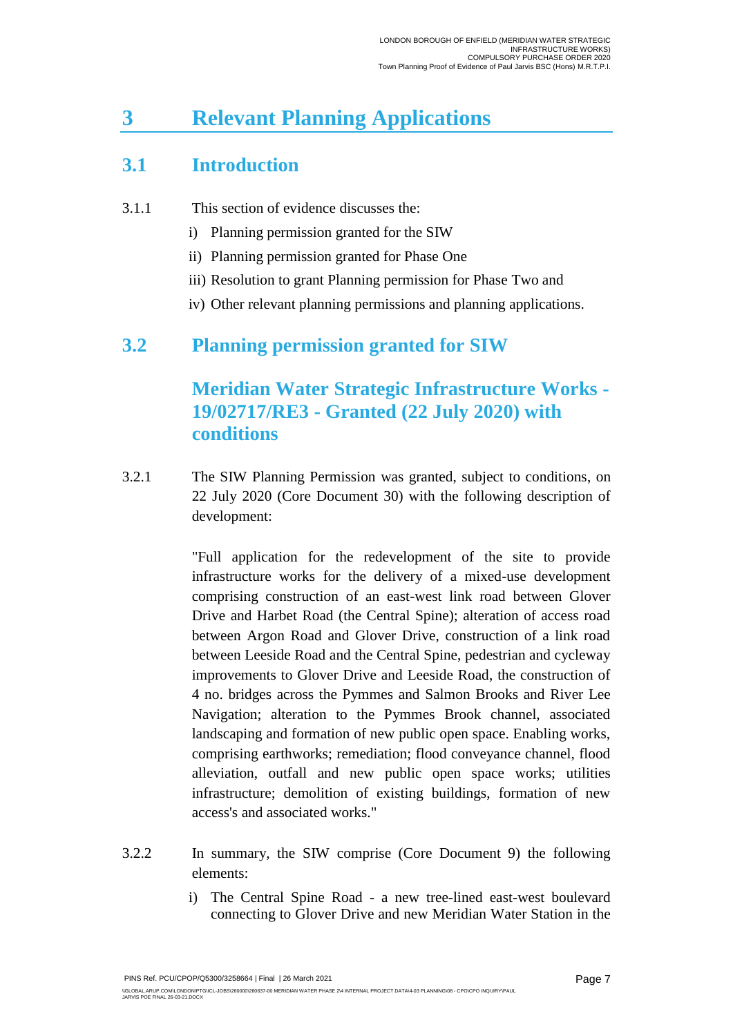# 3 Relevant Planning Applications

## 3.1 Introduction

3.1.1 This section of evidence discusses the:

i) Planning permission granted for the SIW

ii) Planning permission granted for Phase One

iii) Resolution to grant Planning permission for Phase Two and

iv) Other relevant planning permissions and planning applications.

## 3.2 Planning permission granted for SIW

### Meridian Water Strategic Infrastructure Works - 19/02717/RE3 - Granted (22 July 2020) with conditions

3.2.1 The SIW Planning Permission was granted, subject to conditions, on 22 July 2020 (Core Document 30) with the following description of development:

"Full application for the redevelopment of the site to provide infrastructure works for the delivery of a mixed-use development comprising construction of an east-west link road between Glover Drive and Harbet Road (the Central Spine); alteration of access road between Argon Road and Glover Drive, construction of a link road between Leeside Road and the Central Spine, pedestrian and cycleway improvements to Glover Drive and Leeside Road, the construction of 4 no. bridges across the Pymmes and Salmon Brooks and River Lee Navigation; alteration to the Pymmes Brook channel, associated landscaping and formation of new public open space. Enabling works, comprising earthworks; remediation; flood conveyance channel, flood alleviation, outfall and new public open space works; utilities infrastructure; demolition of existing buildings, formation of new access's and associated works."

3.2.2 In summary, the SIW comprise (Core Document 9) the following elements:

i) The Central Spine Road - a new tree-lined east-west boulevard connecting to Glover Drive and new Meridian Water Station in the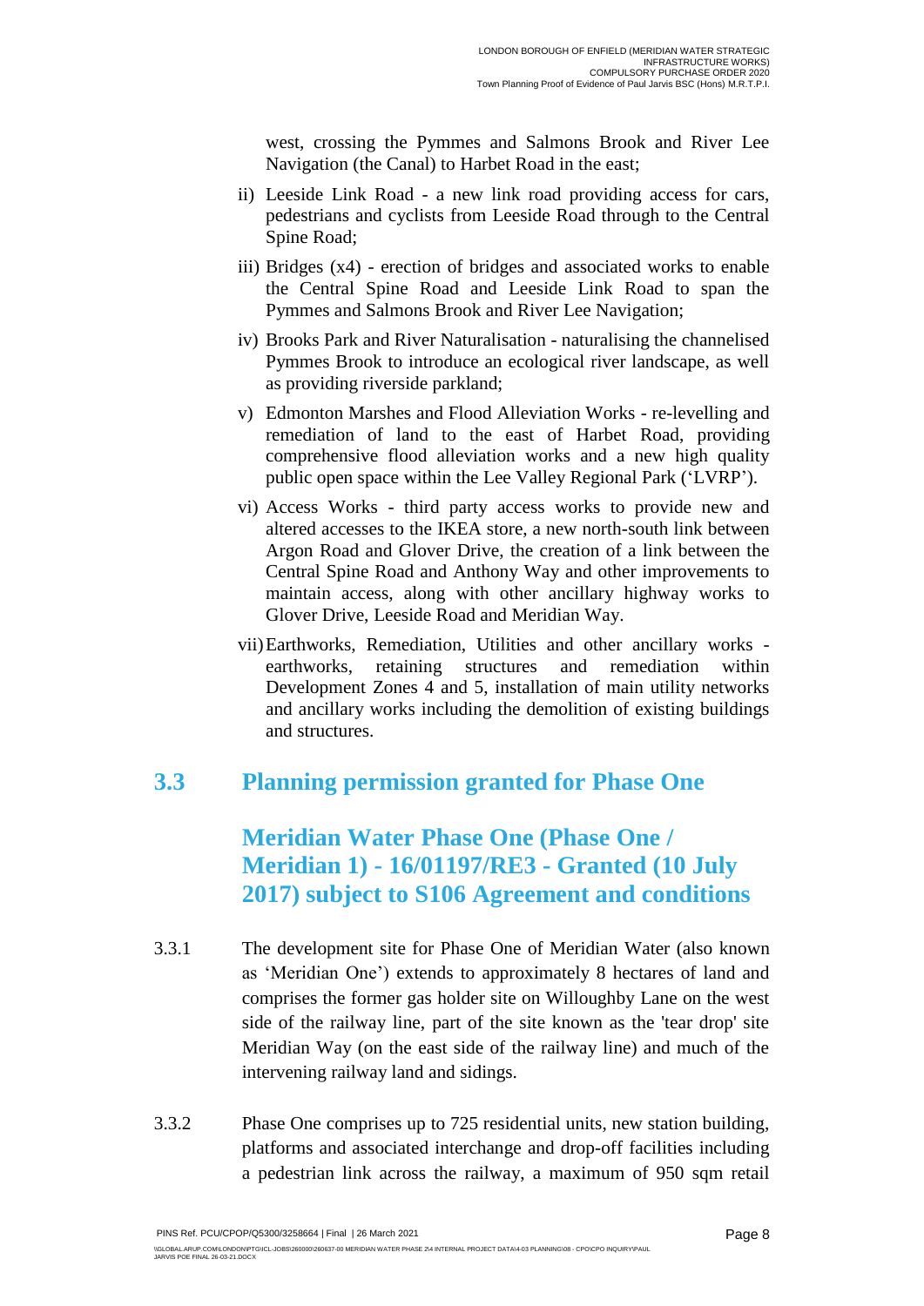west, crossing the Pymmes and Salmons Brook and River Lee Navigation (the Canal) to Harbet Road in the east;

ii) Leeside Link Road - a new link road providing access for cars, pedestrians and cyclists from Leeside Road through to the Central Spine Road;

iii) Bridges (x4) - erection of bridges and associated works to enable the Central Spine Road and Leeside Link Road to span the Pymmes and Salmons Brook and River Lee Navigation;

iv) Brooks Park and River Naturalisation - naturalising the channelised Pymmes Brook to introduce an ecological river landscape, as well as providing riverside parkland;

v) Edmonton Marshes and Flood Alleviation Works - re-levelling and remediation of land to the east of Harbet Road, providing comprehensive flood alleviation works and a new high quality public open space within the Lee Valley Regional Park ('LVRP').

vi) Access Works - third party access works to provide new and altered accesses to the IKEA store, a new north-south link between Argon Road and Glover Drive, the creation of a link between the Central Spine Road and Anthony Way and other improvements to maintain access, along with other ancillary highway works to Glover Drive, Leeside Road and Meridian Way.

vii) Earthworks, Remediation, Utilities and other ancillary works - earthworks, retaining structures and remediation within Development Zones 4 and 5, installation of main utility networks and ancillary works including the demolition of existing buildings and structures.

## 3.3 Planning permission granted for Phase One

### Meridian Water Phase One (Phase One / Meridian 1) - 16/01197/RE3 - Granted (10 July 2017) subject to S106 Agreement and conditions

3.3.1 The development site for Phase One of Meridian Water (also known as 'Meridian One') extends to approximately 8 hectares of land and comprises the former gas holder site on Willoughby Lane on the west side of the railway line, part of the site known as the 'tear drop' site Meridian Way (on the east side of the railway line) and much of the intervening railway land and sidings.

3.3.2 Phase One comprises up to 725 residential units, new station building, platforms and associated interchange and drop-off facilities including a pedestrian link across the railway, a maximum of 950 sqm retail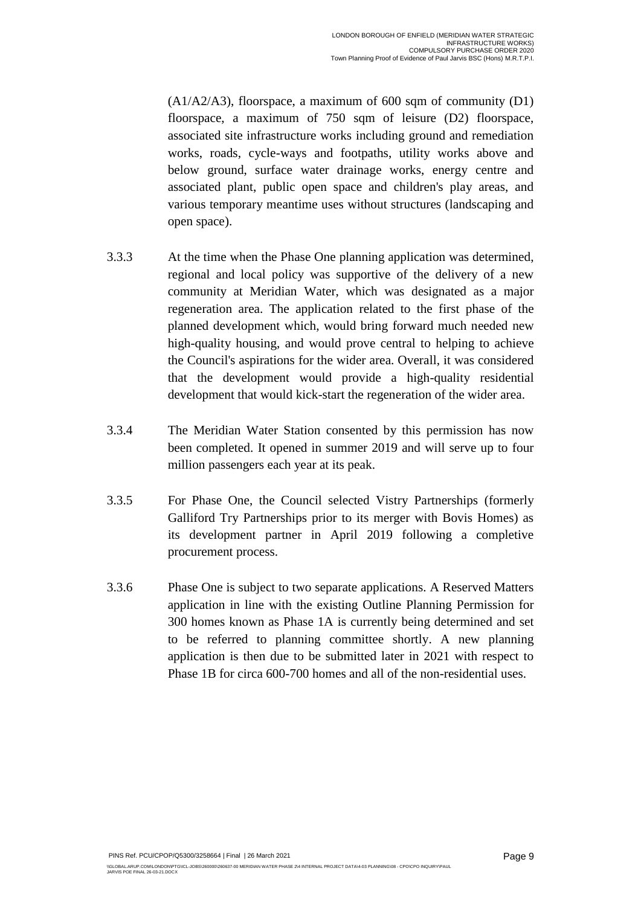(A1/A2/A3), floorspace, a maximum of 600 sqm of community (D1) floorspace, a maximum of 750 sqm of leisure (D2) floorspace, associated site infrastructure works including ground and remediation works, roads, cycle-ways and footpaths, utility works above and below ground, surface water drainage works, energy centre and associated plant, public open space and children's play areas, and various temporary meantime uses without structures (landscaping and open space).

3.3.3 At the time when the Phase One planning application was determined, regional and local policy was supportive of the delivery of a new community at Meridian Water, which was designated as a major regeneration area. The application related to the first phase of the planned development which, would bring forward much needed new high-quality housing, and would prove central to helping to achieve the Council's aspirations for the wider area. Overall, it was considered that the development would provide a high-quality residential development that would kick-start the regeneration of the wider area.

3.3.4 The Meridian Water Station consented by this permission has now been completed. It opened in summer 2019 and will serve up to four million passengers each year at its peak.

3.3.5 For Phase One, the Council selected Vistry Partnerships (formerly Galliford Try Partnerships prior to its merger with Bovis Homes) as its development partner in April 2019 following a completive procurement process.

3.3.6 Phase One is subject to two separate applications. A Reserved Matters application in line with the existing Outline Planning Permission for 300 homes known as Phase 1A is currently being determined and set to be referred to planning committee shortly. A new planning application is then due to be submitted later in 2021 with respect to Phase 1B for circa 600-700 homes and all of the non-residential uses.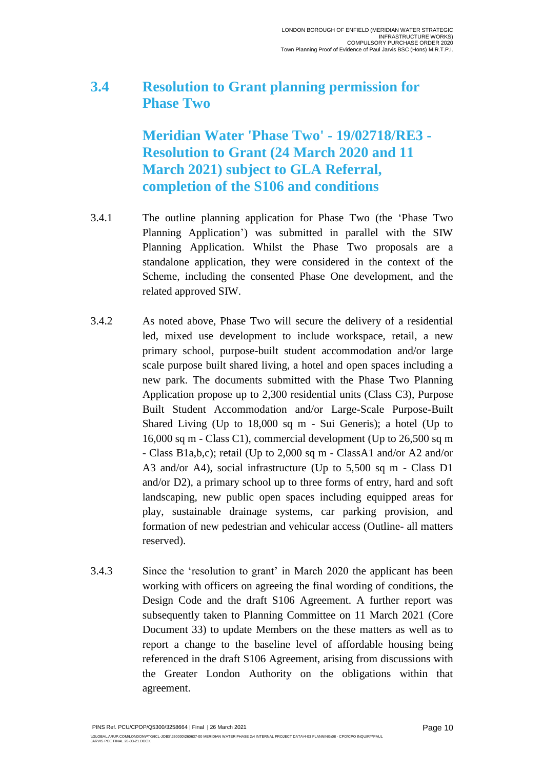## 3.4 Resolution to Grant planning permission for Phase Two

### Meridian Water 'Phase Two' - 19/02718/RE3 - Resolution to Grant (24 March 2020 and 11 March 2021) subject to GLA Referral, completion of the S106 and conditions

3.4.1 The outline planning application for Phase Two (the 'Phase Two Planning Application') was submitted in parallel with the SIW Planning Application. Whilst the Phase Two proposals are a standalone application, they were considered in the context of the Scheme, including the consented Phase One development, and the related approved SIW.

3.4.2 As noted above, Phase Two will secure the delivery of a residential led, mixed use development to include workspace, retail, a new primary school, purpose-built student accommodation and/or large scale purpose built shared living, a hotel and open spaces including a new park. The documents submitted with the Phase Two Planning Application propose up to 2,300 residential units (Class C3), Purpose Built Student Accommodation and/or Large-Scale Purpose-Built Shared Living (Up to 18,000 sq m - Sui Generis); a hotel (Up to 16,000 sq m - Class C1), commercial development (Up to 26,500 sq m - Class B1a,b,c); retail (Up to 2,000 sq m - ClassA1 and/or A2 and/or A3 and/or A4), social infrastructure (Up to 5,500 sq m - Class D1 and/or D2), a primary school up to three forms of entry, hard and soft landscaping, new public open spaces including equipped areas for play, sustainable drainage systems, car parking provision, and formation of new pedestrian and vehicular access (Outline- all matters reserved).

3.4.3 Since the 'resolution to grant' in March 2020 the applicant has been working with officers on agreeing the final wording of conditions, the Design Code and the draft S106 Agreement. A further report was subsequently taken to Planning Committee on 11 March 2021 (Core Document 33) to update Members on the these matters as well as to report a change to the baseline level of affordable housing being referenced in the draft S106 Agreement, arising from discussions with the Greater London Authority on the obligations within that agreement.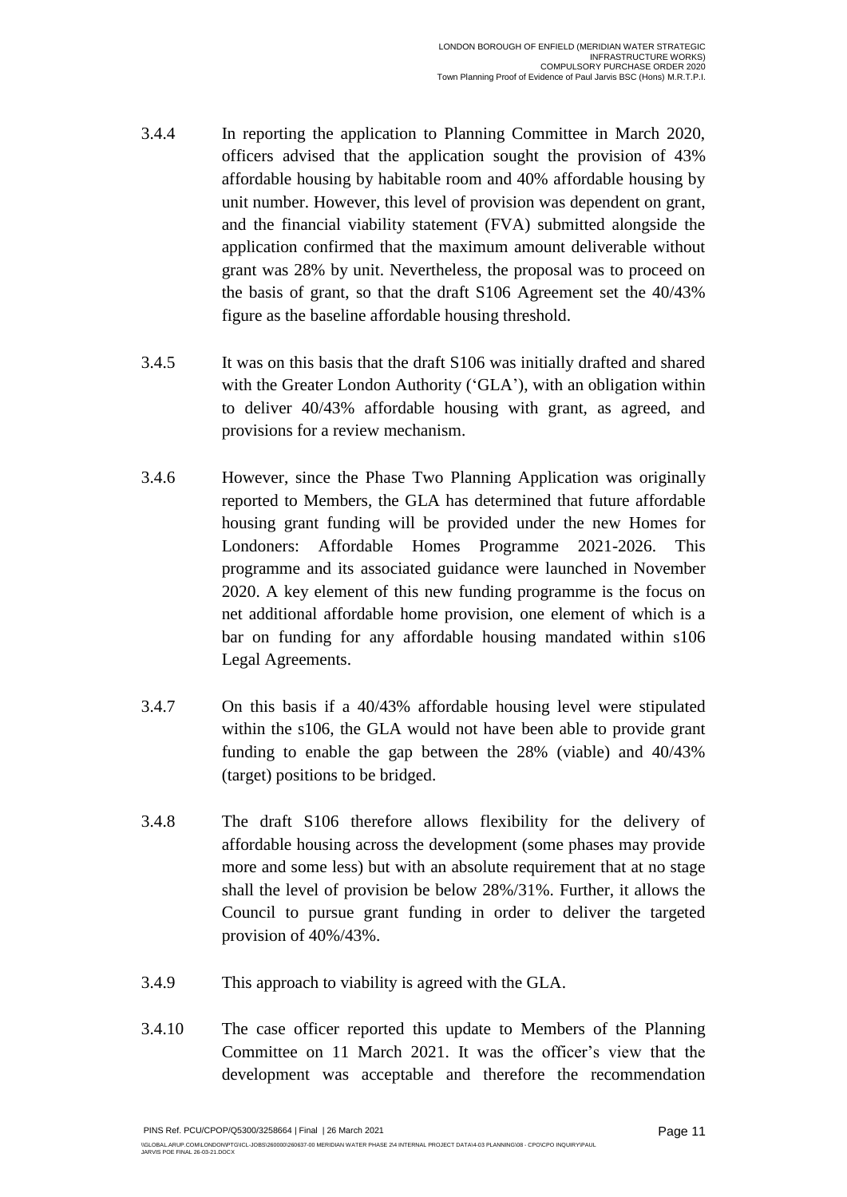3.4.4 In reporting the application to Planning Committee in March 2020, officers advised that the application sought the provision of 43% affordable housing by habitable room and 40% affordable housing by unit number. However, this level of provision was dependent on grant, and the financial viability statement (FVA) submitted alongside the application confirmed that the maximum amount deliverable without grant was 28% by unit. Nevertheless, the proposal was to proceed on the basis of grant, so that the draft S106 Agreement set the 40/43% figure as the baseline affordable housing threshold.

3.4.5 It was on this basis that the draft S106 was initially drafted and shared with the Greater London Authority ('GLA'), with an obligation within to deliver 40/43% affordable housing with grant, as agreed, and provisions for a review mechanism.

3.4.6 However, since the Phase Two Planning Application was originally reported to Members, the GLA has determined that future affordable housing grant funding will be provided under the new Homes for Londoners: Affordable Homes Programme 2021-2026. This programme and its associated guidance were launched in November 2020. A key element of this new funding programme is the focus on net additional affordable home provision, one element of which is a bar on funding for any affordable housing mandated within s106 Legal Agreements.

3.4.7 On this basis if a 40/43% affordable housing level were stipulated within the s106, the GLA would not have been able to provide grant funding to enable the gap between the 28% (viable) and 40/43% (target) positions to be bridged.

3.4.8 The draft S106 therefore allows flexibility for the delivery of affordable housing across the development (some phases may provide more and some less) but with an absolute requirement that at no stage shall the level of provision be below 28%/31%. Further, it allows the Council to pursue grant funding in order to deliver the targeted provision of 40%/43%.

3.4.9 This approach to viability is agreed with the GLA.

3.4.10 The case officer reported this update to Members of the Planning Committee on 11 March 2021. It was the officer's view that the development was acceptable and therefore the recommendation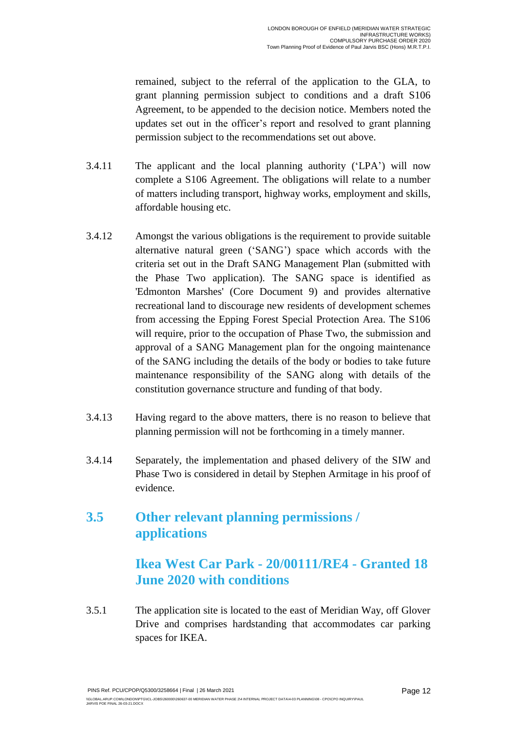remained, subject to the referral of the application to the GLA, to grant planning permission subject to conditions and a draft S106 Agreement, to be appended to the decision notice. Members noted the updates set out in the officer's report and resolved to grant planning permission subject to the recommendations set out above.

3.4.11 The applicant and the local planning authority ('LPA') will now complete a S106 Agreement. The obligations will relate to a number of matters including transport, highway works, employment and skills, affordable housing etc.

3.4.12 Amongst the various obligations is the requirement to provide suitable alternative natural green ('SANG') space which accords with the criteria set out in the Draft SANG Management Plan (submitted with the Phase Two application). The SANG space is identified as 'Edmonton Marshes' (Core Document 9) and provides alternative recreational land to discourage new residents of development schemes from accessing the Epping Forest Special Protection Area. The S106 will require, prior to the occupation of Phase Two, the submission and approval of a SANG Management plan for the ongoing maintenance of the SANG including the details of the body or bodies to take future maintenance responsibility of the SANG along with details of the constitution governance structure and funding of that body.

3.4.13 Having regard to the above matters, there is no reason to believe that planning permission will not be forthcoming in a timely manner.

3.4.14 Separately, the implementation and phased delivery of the SIW and Phase Two is considered in detail by Stephen Armitage in his proof of evidence.

## 3.5 Other relevant planning permissions / applications

### Ikea West Car Park - 20/00111/RE4 - Granted 18 June 2020 with conditions

3.5.1 The application site is located to the east of Meridian Way, off Glover Drive and comprises hardstanding that accommodates car parking spaces for IKEA.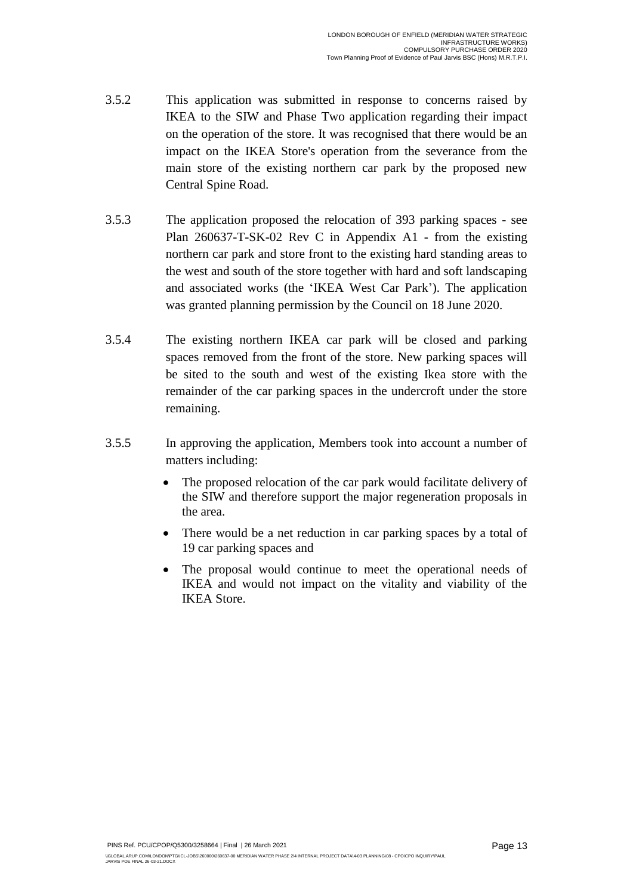3.5.2 This application was submitted in response to concerns raised by IKEA to the SIW and Phase Two application regarding their impact on the operation of the store. It was recognised that there would be an impact on the IKEA Store's operation from the severance from the main store of the existing northern car park by the proposed new Central Spine Road.

3.5.3 The application proposed the relocation of 393 parking spaces - see Plan 260637-T-SK-02 Rev C in Appendix A1 - from the existing northern car park and store front to the existing hard standing areas to the west and south of the store together with hard and soft landscaping and associated works (the 'IKEA West Car Park'). The application was granted planning permission by the Council on 18 June 2020.

3.5.4 The existing northern IKEA car park will be closed and parking spaces removed from the front of the store. New parking spaces will be sited to the south and west of the existing Ikea store with the remainder of the car parking spaces in the undercroft under the store remaining.

3.5.5 In approving the application, Members took into account a number of matters including:

- The proposed relocation of the car park would facilitate delivery of the SIW and therefore support the major regeneration proposals in the area.
- There would be a net reduction in car parking spaces by a total of 19 car parking spaces and
- The proposal would continue to meet the operational needs of IKEA and would not impact on the vitality and viability of the IKEA Store.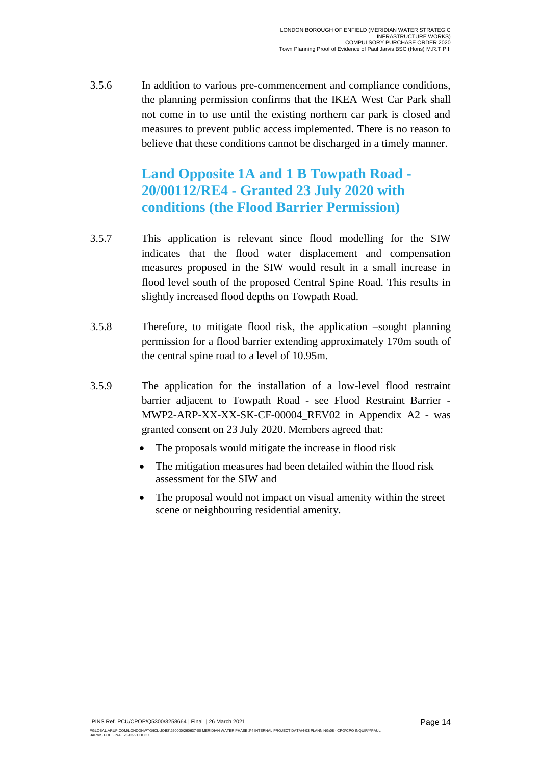3.5.6 In addition to various pre-commencement and compliance conditions, the planning permission confirms that the IKEA West Car Park shall not come in to use until the existing northern car park is closed and measures to prevent public access implemented. There is no reason to believe that these conditions cannot be discharged in a timely manner.

### Land Opposite 1A and 1 B Towpath Road - 20/00112/RE4 - Granted 23 July 2020 with conditions (the Flood Barrier Permission)

3.5.7 This application is relevant since flood modelling for the SIW indicates that the flood water displacement and compensation measures proposed in the SIW would result in a small increase in flood level south of the proposed Central Spine Road. This results in slightly increased flood depths on Towpath Road.

3.5.8 Therefore, to mitigate flood risk, the application –sought planning permission for a flood barrier extending approximately 170m south of the central spine road to a level of 10.95m.

3.5.9 The application for the installation of a low-level flood restraint barrier adjacent to Towpath Road - see Flood Restraint Barrier - MWP2-ARP-XX-XX-SK-CF-00004_REV02 in Appendix A2 - was granted consent on 23 July 2020. Members agreed that:

- The proposals would mitigate the increase in flood risk
- The mitigation measures had been detailed within the flood risk assessment for the SIW and
- The proposal would not impact on visual amenity within the street scene or neighbouring residential amenity.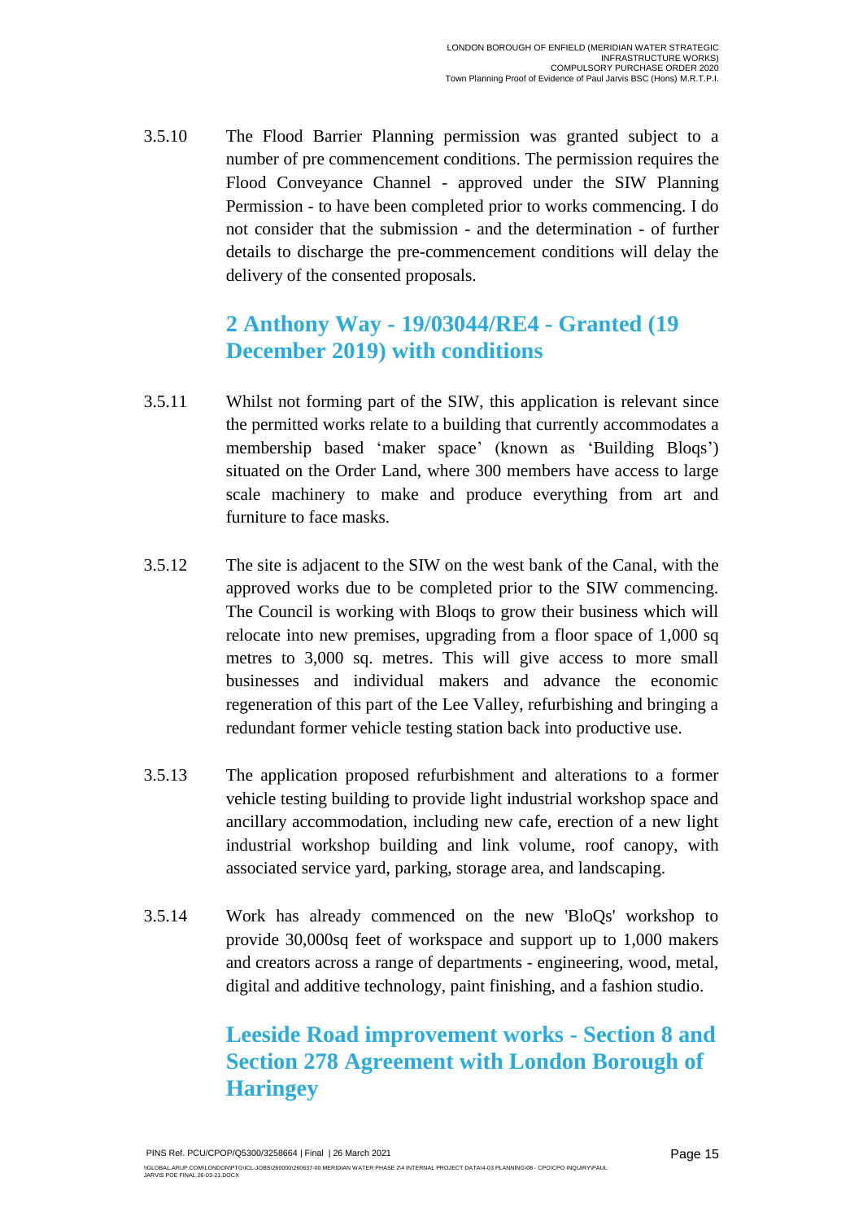3.5.10 The Flood Barrier Planning permission was granted subject to a number of pre commencement conditions. The permission requires the Flood Conveyance Channel - approved under the SIW Planning Permission - to have been completed prior to works commencing. I do not consider that the submission - and the determination - of further details to discharge the pre-commencement conditions will delay the delivery of the consented proposals.

## 2 Anthony Way - 19/03044/RE4 - Granted (19 December 2019) with conditions

3.5.11 Whilst not forming part of the SIW, this application is relevant since the permitted works relate to a building that currently accommodates a membership based 'maker space' (known as 'Building Bloqs') situated on the Order Land, where 300 members have access to large scale machinery to make and produce everything from art and furniture to face masks.

3.5.12 The site is adjacent to the SIW on the west bank of the Canal, with the approved works due to be completed prior to the SIW commencing. The Council is working with Bloqs to grow their business which will relocate into new premises, upgrading from a floor space of 1,000 sq metres to 3,000 sq. metres. This will give access to more small businesses and individual makers and advance the economic regeneration of this part of the Lee Valley, refurbishing and bringing a redundant former vehicle testing station back into productive use.

3.5.13 The application proposed refurbishment and alterations to a former vehicle testing building to provide light industrial workshop space and ancillary accommodation, including new cafe, erection of a new light industrial workshop building and link volume, roof canopy, with associated service yard, parking, storage area, and landscaping.

3.5.14 Work has already commenced on the new 'BloQs' workshop to provide 30,000sq feet of workspace and support up to 1,000 makers and creators across a range of departments - engineering, wood, metal, digital and additive technology, paint finishing, and a fashion studio.

## Leeside Road improvement works - Section 8 and Section 278 Agreement with London Borough of Haringey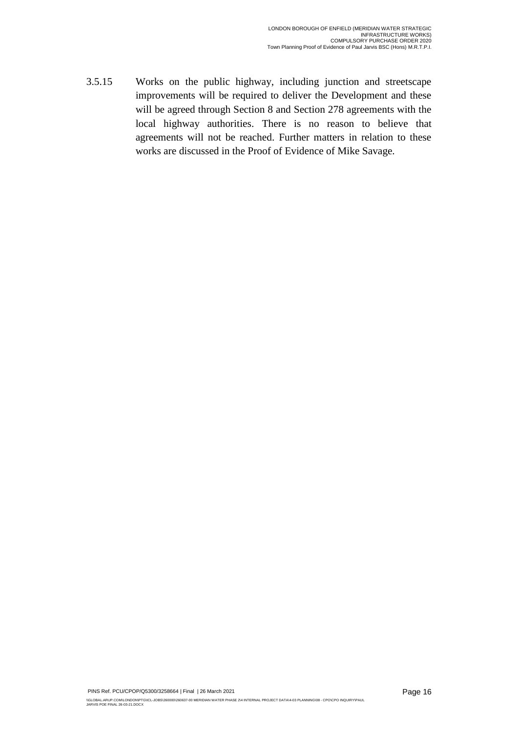3.5.15 Works on the public highway, including junction and streetscape improvements will be required to deliver the Development and these will be agreed through Section 8 and Section 278 agreements with the local highway authorities. There is no reason to believe that agreements will not be reached. Further matters in relation to these works are discussed in the Proof of Evidence of Mike Savage.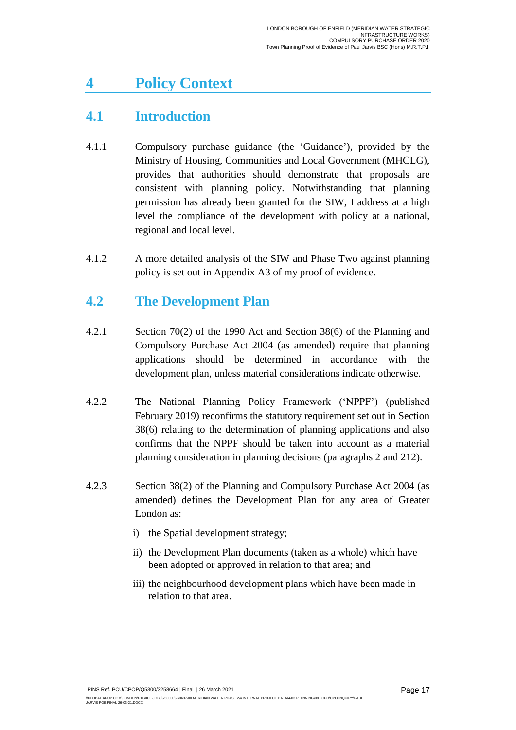# 4 Policy Context

## 4.1 Introduction

4.1.1 Compulsory purchase guidance (the 'Guidance'), provided by the Ministry of Housing, Communities and Local Government (MHCLG), provides that authorities should demonstrate that proposals are consistent with planning policy. Notwithstanding that planning permission has already been granted for the SIW, I address at a high level the compliance of the development with policy at a national, regional and local level.

4.1.2 A more detailed analysis of the SIW and Phase Two against planning policy is set out in Appendix A3 of my proof of evidence.

## 4.2 The Development Plan

4.2.1 Section 70(2) of the 1990 Act and Section 38(6) of the Planning and Compulsory Purchase Act 2004 (as amended) require that planning applications should be determined in accordance with the development plan, unless material considerations indicate otherwise.

4.2.2 The National Planning Policy Framework ('NPPF') (published February 2019) reconfirms the statutory requirement set out in Section 38(6) relating to the determination of planning applications and also confirms that the NPPF should be taken into account as a material planning consideration in planning decisions (paragraphs 2 and 212).

4.2.3 Section 38(2) of the Planning and Compulsory Purchase Act 2004 (as amended) defines the Development Plan for any area of Greater London as:

i) the Spatial development strategy;

ii) the Development Plan documents (taken as a whole) which have been adopted or approved in relation to that area; and

iii) the neighbourhood development plans which have been made in relation to that area.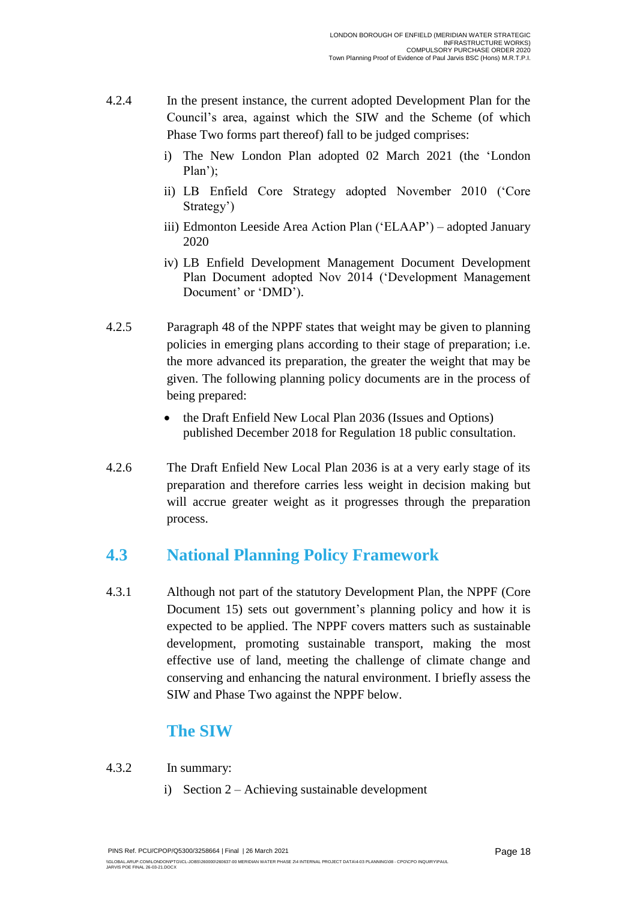4.2.4 In the present instance, the current adopted Development Plan for the Council's area, against which the SIW and the Scheme (of which Phase Two forms part thereof) fall to be judged comprises:

i) The New London Plan adopted 02 March 2021 (the 'London Plan');

ii) LB Enfield Core Strategy adopted November 2010 ('Core Strategy')

iii) Edmonton Leeside Area Action Plan ('ELAAP') – adopted January 2020

iv) LB Enfield Development Management Document Development Plan Document adopted Nov 2014 ('Development Management Document' or 'DMD').

4.2.5 Paragraph 48 of the NPPF states that weight may be given to planning policies in emerging plans according to their stage of preparation; i.e. the more advanced its preparation, the greater the weight that may be given. The following planning policy documents are in the process of being prepared:

- the Draft Enfield New Local Plan 2036 (Issues and Options) published December 2018 for Regulation 18 public consultation.

4.2.6 The Draft Enfield New Local Plan 2036 is at a very early stage of its preparation and therefore carries less weight in decision making but will accrue greater weight as it progresses through the preparation process.

## 4.3 National Planning Policy Framework

4.3.1 Although not part of the statutory Development Plan, the NPPF (Core Document 15) sets out government's planning policy and how it is expected to be applied. The NPPF covers matters such as sustainable development, promoting sustainable transport, making the most effective use of land, meeting the challenge of climate change and conserving and enhancing the natural environment. I briefly assess the SIW and Phase Two against the NPPF below.

### The SIW

4.3.2 In summary:

i) Section 2 – Achieving sustainable development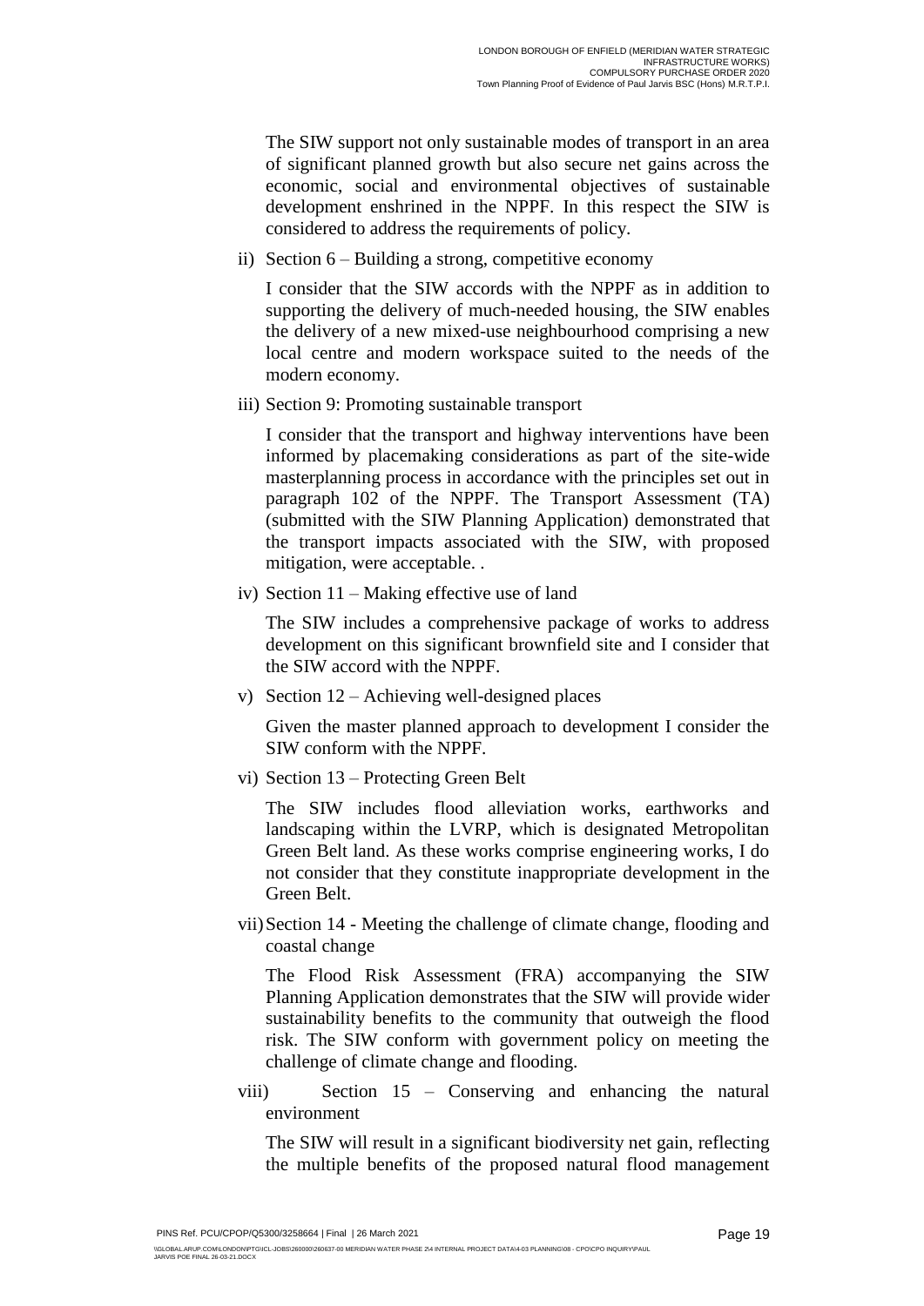The SIW support not only sustainable modes of transport in an area of significant planned growth but also secure net gains across the economic, social and environmental objectives of sustainable development enshrined in the NPPF. In this respect the SIW is considered to address the requirements of policy.

ii) Section 6 – Building a strong, competitive economy

   I consider that the SIW accords with the NPPF as in addition to supporting the delivery of much-needed housing, the SIW enables the delivery of a new mixed-use neighbourhood comprising a new local centre and modern workspace suited to the needs of the modern economy.

iii) Section 9: Promoting sustainable transport

   I consider that the transport and highway interventions have been informed by placemaking considerations as part of the site-wide masterplanning process in accordance with the principles set out in paragraph 102 of the NPPF. The Transport Assessment (TA) (submitted with the SIW Planning Application) demonstrated that the transport impacts associated with the SIW, with proposed mitigation, were acceptable. .

iv) Section 11 – Making effective use of land

   The SIW includes a comprehensive package of works to address development on this significant brownfield site and I consider that the SIW accord with the NPPF.

v) Section 12 – Achieving well-designed places

   Given the master planned approach to development I consider the SIW conform with the NPPF.

vi) Section 13 – Protecting Green Belt

   The SIW includes flood alleviation works, earthworks and landscaping within the LVRP, which is designated Metropolitan Green Belt land. As these works comprise engineering works, I do not consider that they constitute inappropriate development in the Green Belt.

vii) Section 14 - Meeting the challenge of climate change, flooding and coastal change

   The Flood Risk Assessment (FRA) accompanying the SIW Planning Application demonstrates that the SIW will provide wider sustainability benefits to the community that outweigh the flood risk. The SIW conform with government policy on meeting the challenge of climate change and flooding.

viii) Section 15 – Conserving and enhancing the natural environment

   The SIW will result in a significant biodiversity net gain, reflecting the multiple benefits of the proposed natural flood management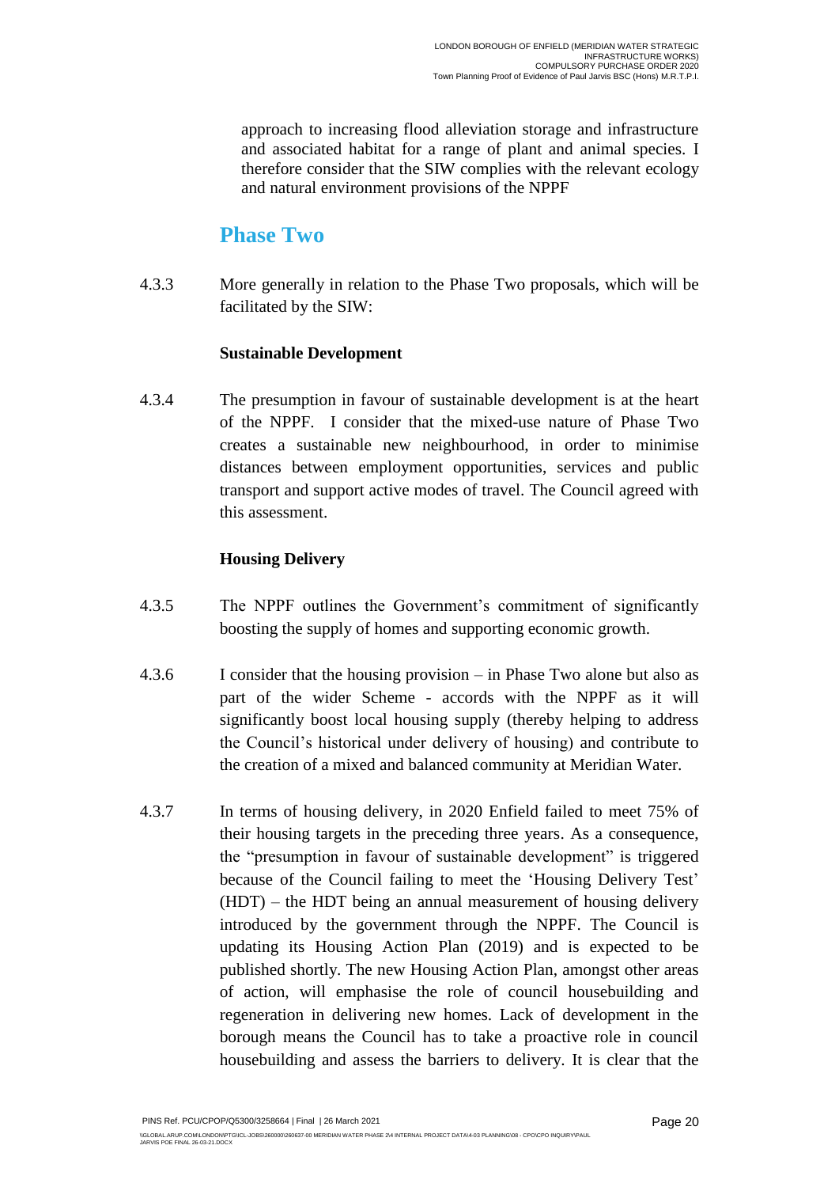approach to increasing flood alleviation storage and infrastructure and associated habitat for a range of plant and animal species. I therefore consider that the SIW complies with the relevant ecology and natural environment provisions of the NPPF

## Phase Two

4.3.3 More generally in relation to the Phase Two proposals, which will be facilitated by the SIW:

**Sustainable Development**

4.3.4 The presumption in favour of sustainable development is at the heart of the NPPF. I consider that the mixed-use nature of Phase Two creates a sustainable new neighbourhood, in order to minimise distances between employment opportunities, services and public transport and support active modes of travel. The Council agreed with this assessment.

**Housing Delivery**

4.3.5 The NPPF outlines the Government's commitment of significantly boosting the supply of homes and supporting economic growth.

4.3.6 I consider that the housing provision – in Phase Two alone but also as part of the wider Scheme - accords with the NPPF as it will significantly boost local housing supply (thereby helping to address the Council's historical under delivery of housing) and contribute to the creation of a mixed and balanced community at Meridian Water.

4.3.7 In terms of housing delivery, in 2020 Enfield failed to meet 75% of their housing targets in the preceding three years. As a consequence, the "presumption in favour of sustainable development" is triggered because of the Council failing to meet the 'Housing Delivery Test' (HDT) – the HDT being an annual measurement of housing delivery introduced by the government through the NPPF. The Council is updating its Housing Action Plan (2019) and is expected to be published shortly. The new Housing Action Plan, amongst other areas of action, will emphasise the role of council housebuilding and regeneration in delivering new homes. Lack of development in the borough means the Council has to take a proactive role in council housebuilding and assess the barriers to delivery. It is clear that the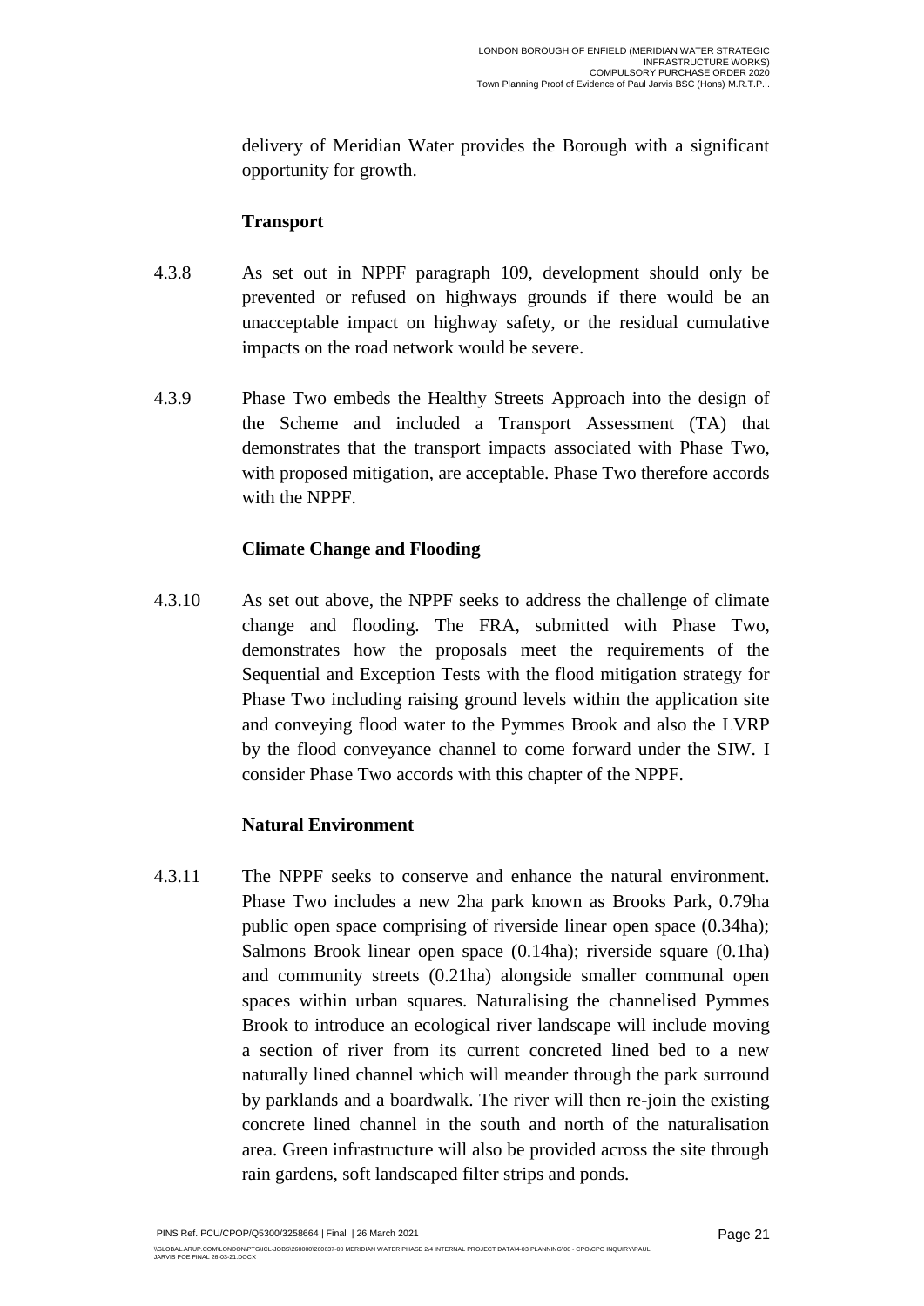delivery of Meridian Water provides the Borough with a significant opportunity for growth.

**Transport**

4.3.8 As set out in NPPF paragraph 109, development should only be prevented or refused on highways grounds if there would be an unacceptable impact on highway safety, or the residual cumulative impacts on the road network would be severe.

4.3.9 Phase Two embeds the Healthy Streets Approach into the design of the Scheme and included a Transport Assessment (TA) that demonstrates that the transport impacts associated with Phase Two, with proposed mitigation, are acceptable. Phase Two therefore accords with the NPPF.

**Climate Change and Flooding**

4.3.10 As set out above, the NPPF seeks to address the challenge of climate change and flooding. The FRA, submitted with Phase Two, demonstrates how the proposals meet the requirements of the Sequential and Exception Tests with the flood mitigation strategy for Phase Two including raising ground levels within the application site and conveying flood water to the Pymmes Brook and also the LVRP by the flood conveyance channel to come forward under the SIW. I consider Phase Two accords with this chapter of the NPPF.

**Natural Environment**

4.3.11 The NPPF seeks to conserve and enhance the natural environment. Phase Two includes a new 2ha park known as Brooks Park, 0.79ha public open space comprising of riverside linear open space (0.34ha); Salmons Brook linear open space (0.14ha); riverside square (0.1ha) and community streets (0.21ha) alongside smaller communal open spaces within urban squares. Naturalising the channelised Pymmes Brook to introduce an ecological river landscape will include moving a section of river from its current concreted lined bed to a new naturally lined channel which will meander through the park surround by parklands and a boardwalk. The river will then re-join the existing concrete lined channel in the south and north of the naturalisation area. Green infrastructure will also be provided across the site through rain gardens, soft landscaped filter strips and ponds.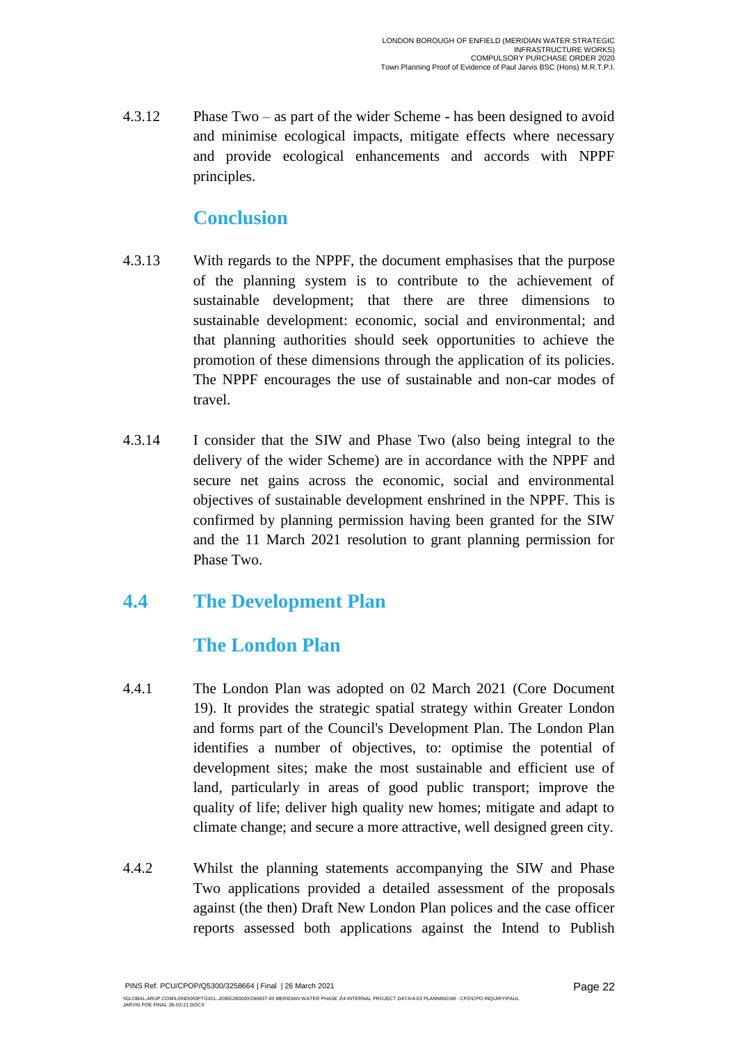4.3.12 Phase Two – as part of the wider Scheme - has been designed to avoid and minimise ecological impacts, mitigate effects where necessary and provide ecological enhancements and accords with NPPF principles.

### Conclusion

4.3.13 With regards to the NPPF, the document emphasises that the purpose of the planning system is to contribute to the achievement of sustainable development; that there are three dimensions to sustainable development: economic, social and environmental; and that planning authorities should seek opportunities to achieve the promotion of these dimensions through the application of its policies. The NPPF encourages the use of sustainable and non-car modes of travel.

4.3.14 I consider that the SIW and Phase Two (also being integral to the delivery of the wider Scheme) are in accordance with the NPPF and secure net gains across the economic, social and environmental objectives of sustainable development enshrined in the NPPF. This is confirmed by planning permission having been granted for the SIW and the 11 March 2021 resolution to grant planning permission for Phase Two.

## 4.4 The Development Plan

### The London Plan

4.4.1 The London Plan was adopted on 02 March 2021 (Core Document 19). It provides the strategic spatial strategy within Greater London and forms part of the Council's Development Plan. The London Plan identifies a number of objectives, to: optimise the potential of development sites; make the most sustainable and efficient use of land, particularly in areas of good public transport; improve the quality of life; deliver high quality new homes; mitigate and adapt to climate change; and secure a more attractive, well designed green city.

4.4.2 Whilst the planning statements accompanying the SIW and Phase Two applications provided a detailed assessment of the proposals against (the then) Draft New London Plan polices and the case officer reports assessed both applications against the Intend to Publish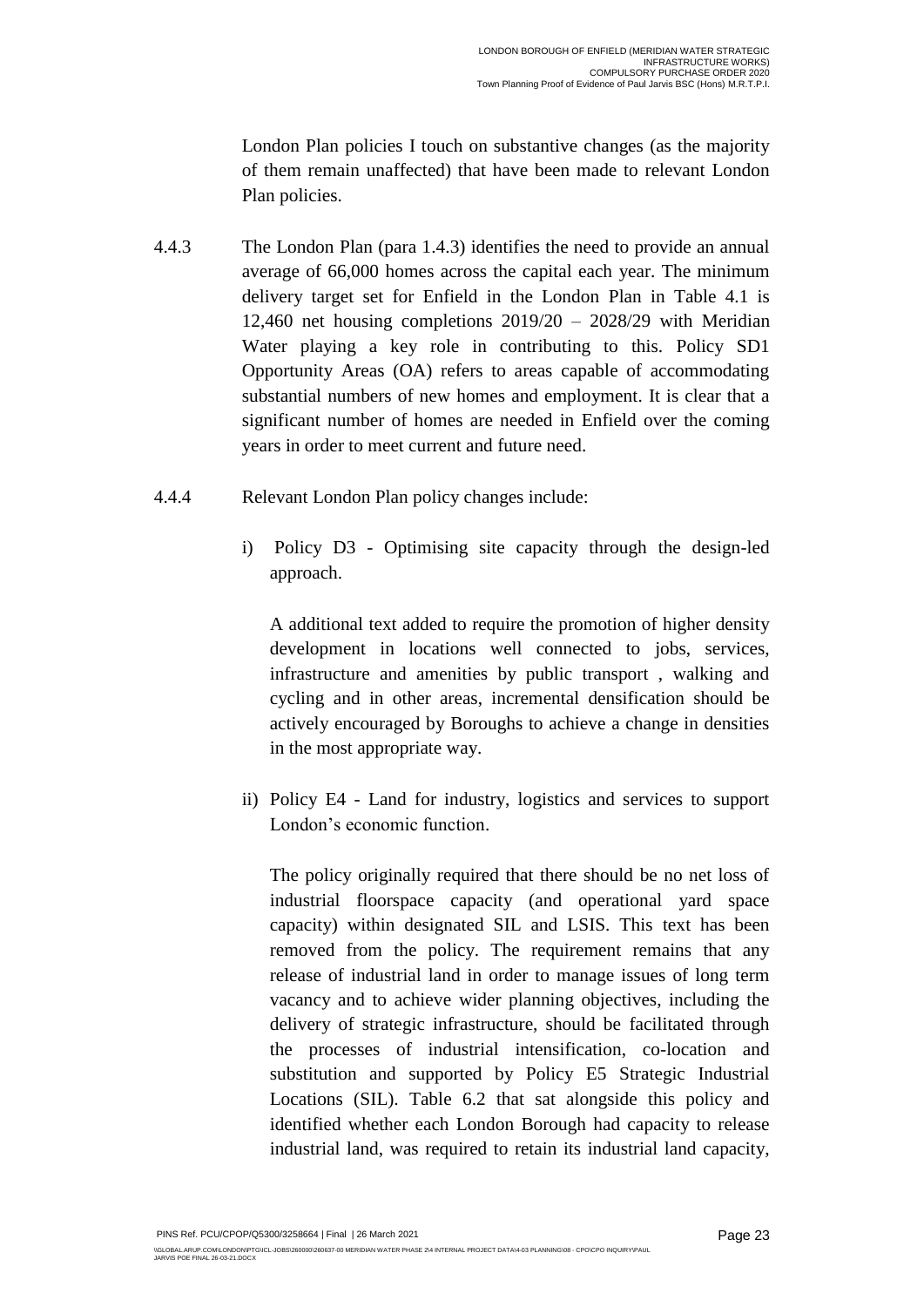London Plan policies I touch on substantive changes (as the majority of them remain unaffected) that have been made to relevant London Plan policies.

4.4.3 The London Plan (para 1.4.3) identifies the need to provide an annual average of 66,000 homes across the capital each year. The minimum delivery target set for Enfield in the London Plan in Table 4.1 is 12,460 net housing completions 2019/20 – 2028/29 with Meridian Water playing a key role in contributing to this. Policy SD1 Opportunity Areas (OA) refers to areas capable of accommodating substantial numbers of new homes and employment. It is clear that a significant number of homes are needed in Enfield over the coming years in order to meet current and future need.

4.4.4 Relevant London Plan policy changes include:

i) Policy D3 - Optimising site capacity through the design-led approach.

   A additional text added to require the promotion of higher density development in locations well connected to jobs, services, infrastructure and amenities by public transport , walking and cycling and in other areas, incremental densification should be actively encouraged by Boroughs to achieve a change in densities in the most appropriate way.

ii) Policy E4 - Land for industry, logistics and services to support London's economic function.

   The policy originally required that there should be no net loss of industrial floorspace capacity (and operational yard space capacity) within designated SIL and LSIS. This text has been removed from the policy. The requirement remains that any release of industrial land in order to manage issues of long term vacancy and to achieve wider planning objectives, including the delivery of strategic infrastructure, should be facilitated through the processes of industrial intensification, co-location and substitution and supported by Policy E5 Strategic Industrial Locations (SIL). Table 6.2 that sat alongside this policy and identified whether each London Borough had capacity to release industrial land, was required to retain its industrial land capacity,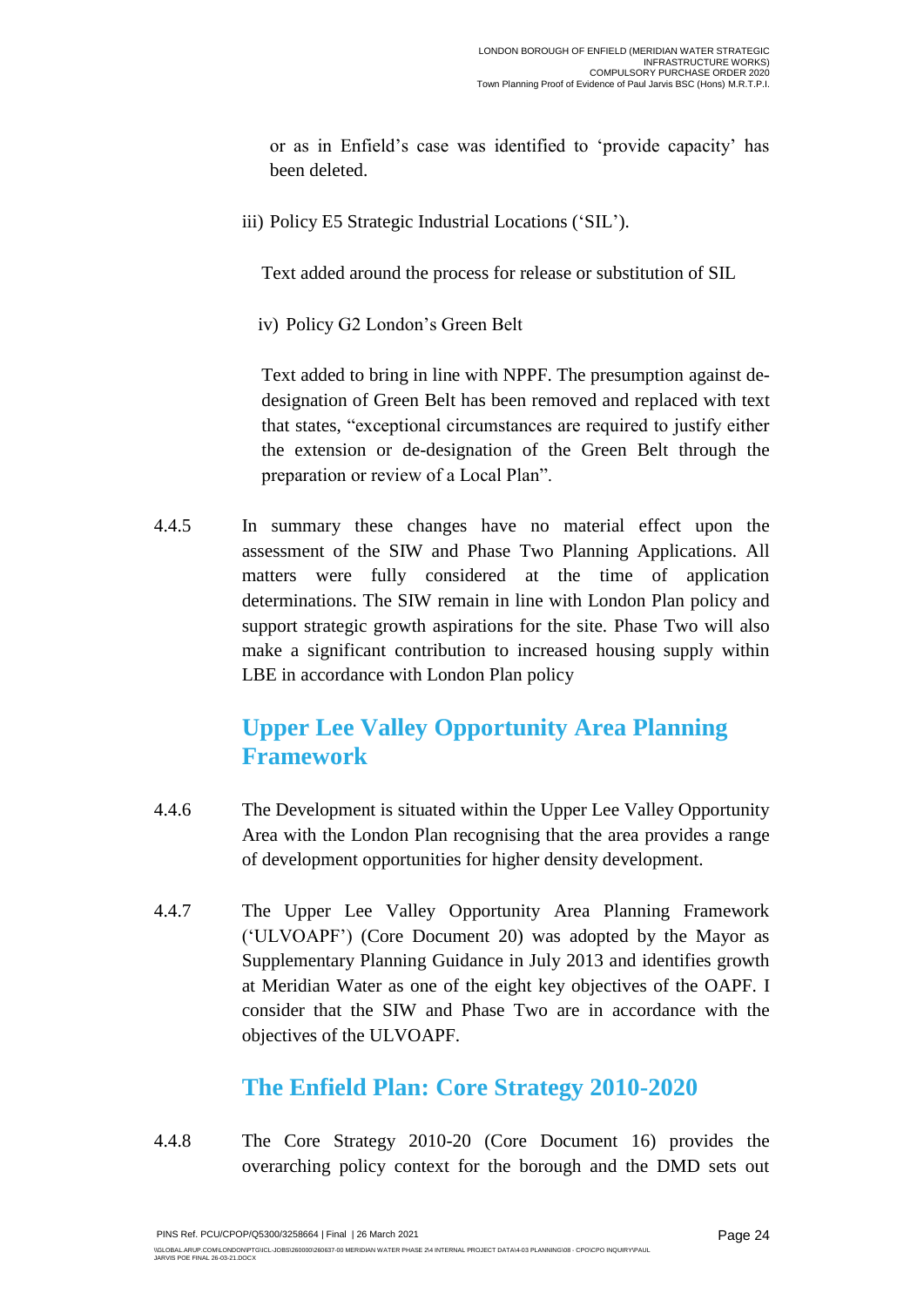or as in Enfield's case was identified to 'provide capacity' has been deleted.

iii) Policy E5 Strategic Industrial Locations ('SIL').

Text added around the process for release or substitution of SIL

iv) Policy G2 London's Green Belt

Text added to bring in line with NPPF. The presumption against de-designation of Green Belt has been removed and replaced with text that states, "exceptional circumstances are required to justify either the extension or de-designation of the Green Belt through the preparation or review of a Local Plan".

4.4.5 In summary these changes have no material effect upon the assessment of the SIW and Phase Two Planning Applications. All matters were fully considered at the time of application determinations. The SIW remain in line with London Plan policy and support strategic growth aspirations for the site. Phase Two will also make a significant contribution to increased housing supply within LBE in accordance with London Plan policy

## Upper Lee Valley Opportunity Area Planning Framework

4.4.6 The Development is situated within the Upper Lee Valley Opportunity Area with the London Plan recognising that the area provides a range of development opportunities for higher density development.

4.4.7 The Upper Lee Valley Opportunity Area Planning Framework ('ULVOAPF') (Core Document 20) was adopted by the Mayor as Supplementary Planning Guidance in July 2013 and identifies growth at Meridian Water as one of the eight key objectives of the OAPF. I consider that the SIW and Phase Two are in accordance with the objectives of the ULVOAPF.

## The Enfield Plan: Core Strategy 2010-2020

4.4.8 The Core Strategy 2010-20 (Core Document 16) provides the overarching policy context for the borough and the DMD sets out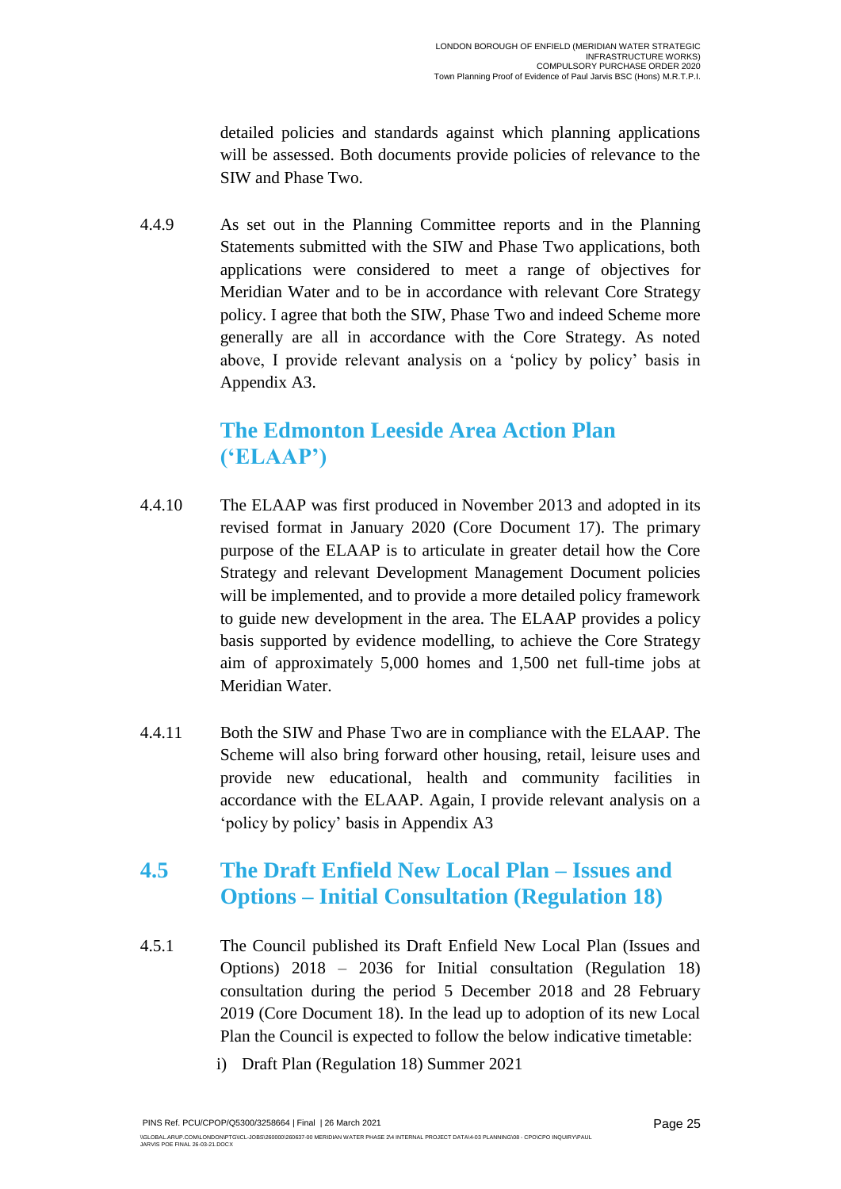detailed policies and standards against which planning applications will be assessed. Both documents provide policies of relevance to the SIW and Phase Two.

4.4.9 As set out in the Planning Committee reports and in the Planning Statements submitted with the SIW and Phase Two applications, both applications were considered to meet a range of objectives for Meridian Water and to be in accordance with relevant Core Strategy policy. I agree that both the SIW, Phase Two and indeed Scheme more generally are all in accordance with the Core Strategy. As noted above, I provide relevant analysis on a 'policy by policy' basis in Appendix A3.

### The Edmonton Leeside Area Action Plan ('ELAAP')

4.4.10 The ELAAP was first produced in November 2013 and adopted in its revised format in January 2020 (Core Document 17). The primary purpose of the ELAAP is to articulate in greater detail how the Core Strategy and relevant Development Management Document policies will be implemented, and to provide a more detailed policy framework to guide new development in the area. The ELAAP provides a policy basis supported by evidence modelling, to achieve the Core Strategy aim of approximately 5,000 homes and 1,500 net full-time jobs at Meridian Water.

4.4.11 Both the SIW and Phase Two are in compliance with the ELAAP. The Scheme will also bring forward other housing, retail, leisure uses and provide new educational, health and community facilities in accordance with the ELAAP. Again, I provide relevant analysis on a 'policy by policy' basis in Appendix A3

## 4.5 The Draft Enfield New Local Plan – Issues and Options – Initial Consultation (Regulation 18)

4.5.1 The Council published its Draft Enfield New Local Plan (Issues and Options) 2018 – 2036 for Initial consultation (Regulation 18) consultation during the period 5 December 2018 and 28 February 2019 (Core Document 18). In the lead up to adoption of its new Local Plan the Council is expected to follow the below indicative timetable:

i) Draft Plan (Regulation 18) Summer 2021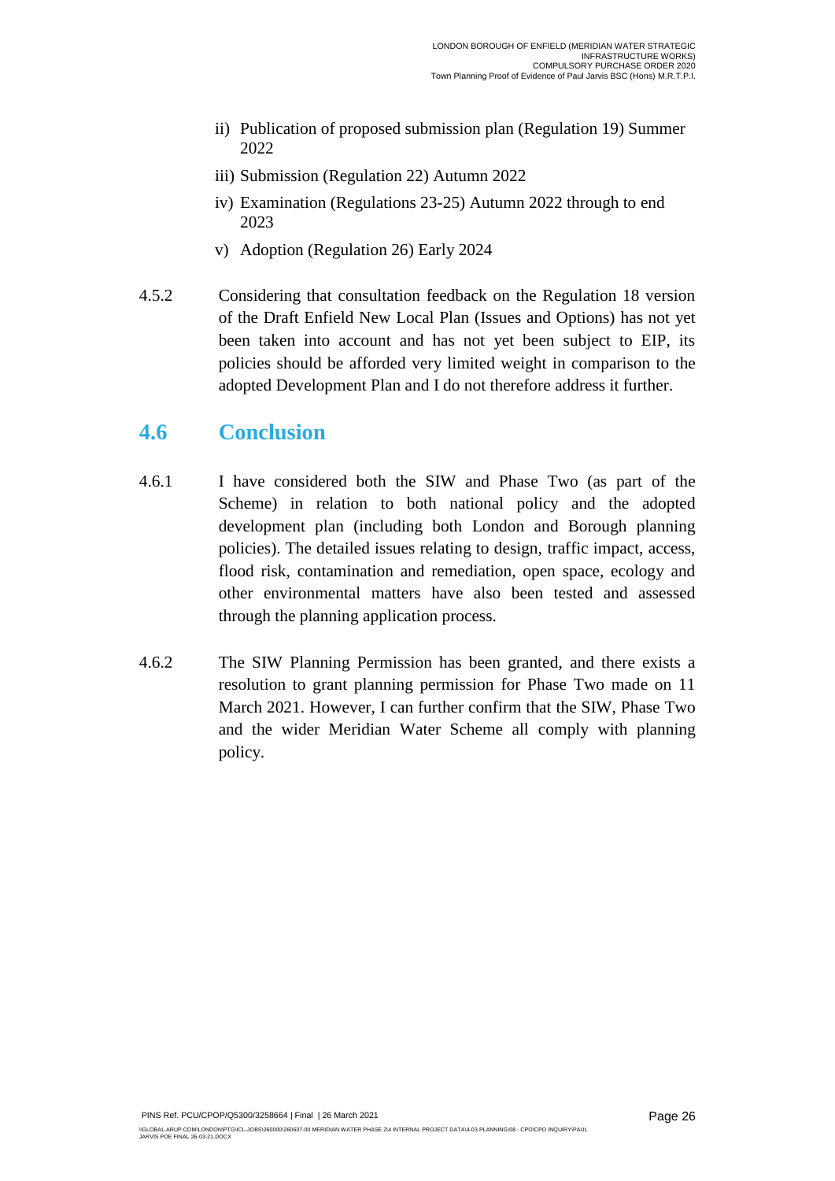ii) Publication of proposed submission plan (Regulation 19) Summer 2022

iii) Submission (Regulation 22) Autumn 2022

iv) Examination (Regulations 23-25) Autumn 2022 through to end 2023

v) Adoption (Regulation 26) Early 2024

4.5.2 Considering that consultation feedback on the Regulation 18 version of the Draft Enfield New Local Plan (Issues and Options) has not yet been taken into account and has not yet been subject to EIP, its policies should be afforded very limited weight in comparison to the adopted Development Plan and I do not therefore address it further.

## 4.6 Conclusion

4.6.1 I have considered both the SIW and Phase Two (as part of the Scheme) in relation to both national policy and the adopted development plan (including both London and Borough planning policies). The detailed issues relating to design, traffic impact, access, flood risk, contamination and remediation, open space, ecology and other environmental matters have also been tested and assessed through the planning application process.

4.6.2 The SIW Planning Permission has been granted, and there exists a resolution to grant planning permission for Phase Two made on 11 March 2021. However, I can further confirm that the SIW, Phase Two and the wider Meridian Water Scheme all comply with planning policy.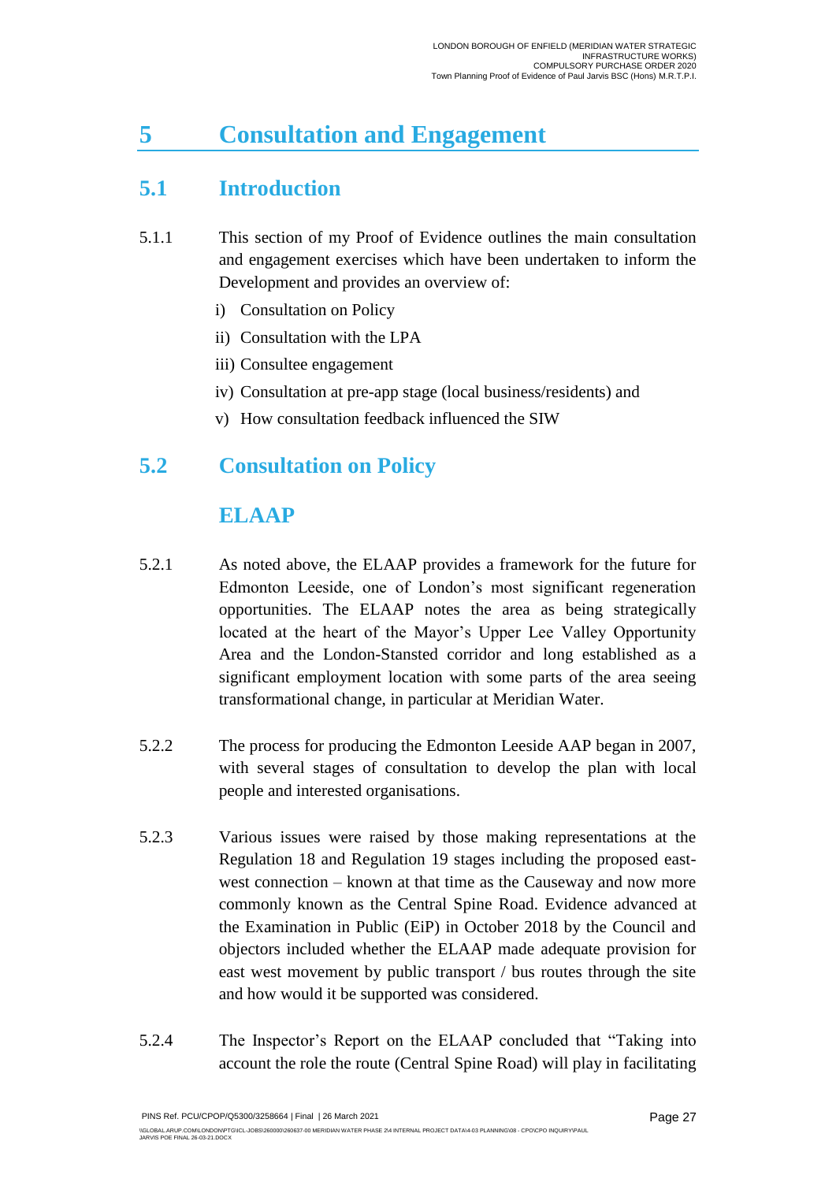# 5 Consultation and Engagement

## 5.1 Introduction

5.1.1 This section of my Proof of Evidence outlines the main consultation and engagement exercises which have been undertaken to inform the Development and provides an overview of:

i) Consultation on Policy

ii) Consultation with the LPA

iii) Consultee engagement

iv) Consultation at pre-app stage (local business/residents) and

v) How consultation feedback influenced the SIW

## 5.2 Consultation on Policy

### ELAAP

5.2.1 As noted above, the ELAAP provides a framework for the future for Edmonton Leeside, one of London's most significant regeneration opportunities. The ELAAP notes the area as being strategically located at the heart of the Mayor's Upper Lee Valley Opportunity Area and the London-Stansted corridor and long established as a significant employment location with some parts of the area seeing transformational change, in particular at Meridian Water.

5.2.2 The process for producing the Edmonton Leeside AAP began in 2007, with several stages of consultation to develop the plan with local people and interested organisations.

5.2.3 Various issues were raised by those making representations at the Regulation 18 and Regulation 19 stages including the proposed east-west connection – known at that time as the Causeway and now more commonly known as the Central Spine Road. Evidence advanced at the Examination in Public (EiP) in October 2018 by the Council and objectors included whether the ELAAP made adequate provision for east west movement by public transport / bus routes through the site and how would it be supported was considered.

5.2.4 The Inspector's Report on the ELAAP concluded that "Taking into account the role the route (Central Spine Road) will play in facilitating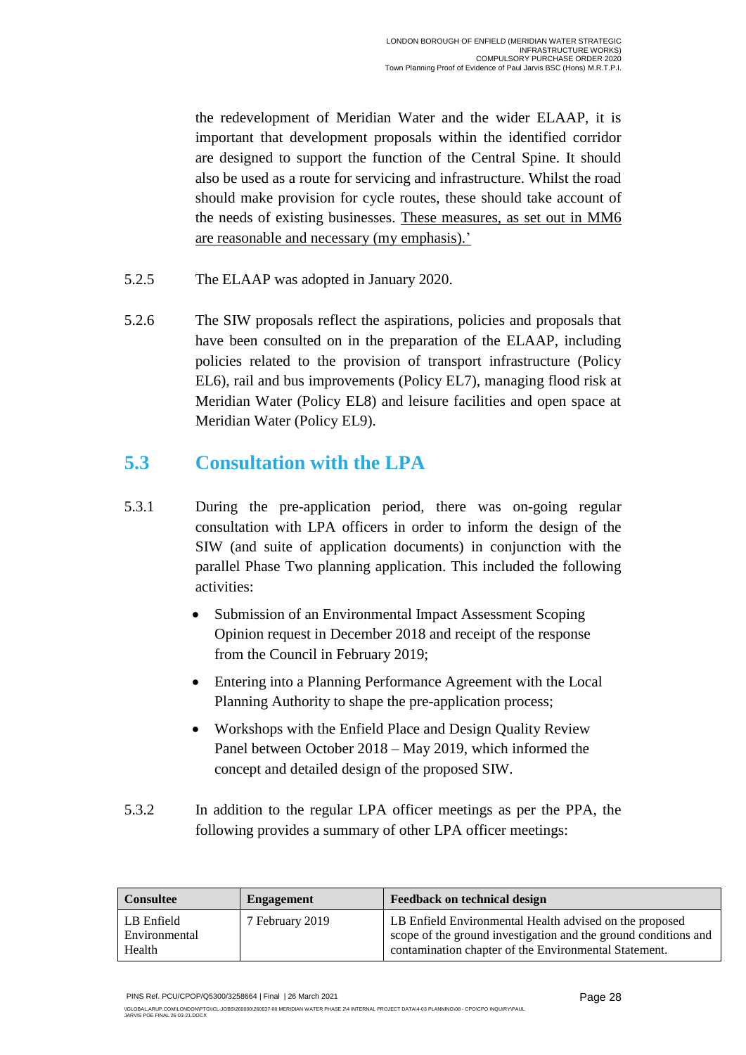the redevelopment of Meridian Water and the wider ELAAP, it is important that development proposals within the identified corridor are designed to support the function of the Central Spine. It should also be used as a route for servicing and infrastructure. Whilst the road should make provision for cycle routes, these should take account of the needs of existing businesses. <u>These measures, as set out in MM6 are reasonable and necessary (my emphasis).'</u>

5.2.5 The ELAAP was adopted in January 2020.

5.2.6 The SIW proposals reflect the aspirations, policies and proposals that have been consulted on in the preparation of the ELAAP, including policies related to the provision of transport infrastructure (Policy EL6), rail and bus improvements (Policy EL7), managing flood risk at Meridian Water (Policy EL8) and leisure facilities and open space at Meridian Water (Policy EL9).

## 5.3 Consultation with the LPA

5.3.1 During the pre-application period, there was on-going regular consultation with LPA officers in order to inform the design of the SIW (and suite of application documents) in conjunction with the parallel Phase Two planning application. This included the following activities:

- Submission of an Environmental Impact Assessment Scoping Opinion request in December 2018 and receipt of the response from the Council in February 2019;
- Entering into a Planning Performance Agreement with the Local Planning Authority to shape the pre-application process;
- Workshops with the Enfield Place and Design Quality Review Panel between October 2018 – May 2019, which informed the concept and detailed design of the proposed SIW.

5.3.2 In addition to the regular LPA officer meetings as per the PPA, the following provides a summary of other LPA officer meetings:

| Consultee | Engagement | Feedback on technical design |
|---|---|---|
| LB Enfield Environmental Health | 7 February 2019 | LB Enfield Environmental Health advised on the proposed scope of the ground investigation and the ground conditions and contamination chapter of the Environmental Statement. |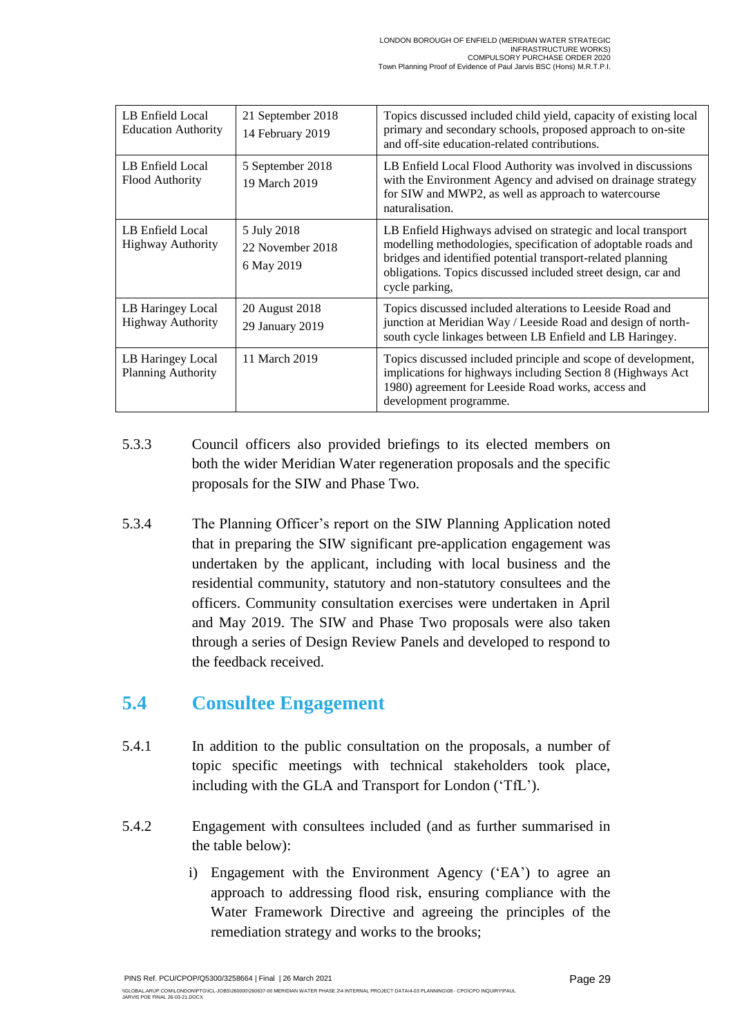| LB Enfield Local Education Authority | 21 September 2018<br>14 February 2019 | Topics discussed included child yield, capacity of existing local primary and secondary schools, proposed approach to on-site and off-site education-related contributions. |
|---|---|---|
| LB Enfield Local Flood Authority | 5 September 2018<br>19 March 2019 | LB Enfield Local Flood Authority was involved in discussions with the Environment Agency and advised on drainage strategy for SIW and MWP2, as well as approach to watercourse naturalisation. |
| LB Enfield Local Highway Authority | 5 July 2018<br>22 November 2018<br>6 May 2019 | LB Enfield Highways advised on strategic and local transport modelling methodologies, specification of adoptable roads and bridges and identified potential transport-related planning obligations. Topics discussed included street design, car and cycle parking, |
| LB Haringey Local Highway Authority | 20 August 2018<br>29 January 2019 | Topics discussed included alterations to Leeside Road and junction at Meridian Way / Leeside Road and design of north-south cycle linkages between LB Enfield and LB Haringey. |
| LB Haringey Local Planning Authority | 11 March 2019 | Topics discussed included principle and scope of development, implications for highways including Section 8 (Highways Act 1980) agreement for Leeside Road works, access and development programme. |

5.3.3 Council officers also provided briefings to its elected members on both the wider Meridian Water regeneration proposals and the specific proposals for the SIW and Phase Two.

5.3.4 The Planning Officer's report on the SIW Planning Application noted that in preparing the SIW significant pre-application engagement was undertaken by the applicant, including with local business and the residential community, statutory and non-statutory consultees and the officers. Community consultation exercises were undertaken in April and May 2019. The SIW and Phase Two proposals were also taken through a series of Design Review Panels and developed to respond to the feedback received.

## 5.4 Consultee Engagement

5.4.1 In addition to the public consultation on the proposals, a number of topic specific meetings with technical stakeholders took place, including with the GLA and Transport for London ('TfL').

5.4.2 Engagement with consultees included (and as further summarised in the table below):

i) Engagement with the Environment Agency ('EA') to agree an approach to addressing flood risk, ensuring compliance with the Water Framework Directive and agreeing the principles of the remediation strategy and works to the brooks;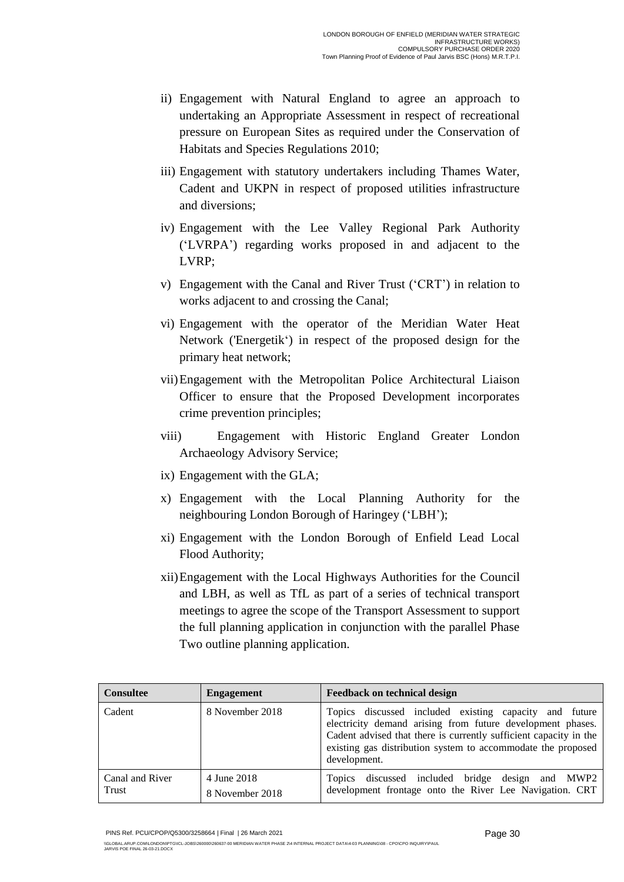ii) Engagement with Natural England to agree an approach to undertaking an Appropriate Assessment in respect of recreational pressure on European Sites as required under the Conservation of Habitats and Species Regulations 2010;

iii) Engagement with statutory undertakers including Thames Water, Cadent and UKPN in respect of proposed utilities infrastructure and diversions;

iv) Engagement with the Lee Valley Regional Park Authority ('LVRPA') regarding works proposed in and adjacent to the LVRP;

v) Engagement with the Canal and River Trust ('CRT') in relation to works adjacent to and crossing the Canal;

vi) Engagement with the operator of the Meridian Water Heat Network ('Energetik') in respect of the proposed design for the primary heat network;

vii) Engagement with the Metropolitan Police Architectural Liaison Officer to ensure that the Proposed Development incorporates crime prevention principles;

viii) Engagement with Historic England Greater London Archaeology Advisory Service;

ix) Engagement with the GLA;

x) Engagement with the Local Planning Authority for the neighbouring London Borough of Haringey ('LBH');

xi) Engagement with the London Borough of Enfield Lead Local Flood Authority;

xii) Engagement with the Local Highways Authorities for the Council and LBH, as well as TfL as part of a series of technical transport meetings to agree the scope of the Transport Assessment to support the full planning application in conjunction with the parallel Phase Two outline planning application.

| Consultee | Engagement | Feedback on technical design |
|---|---|---|
| Cadent | 8 November 2018 | Topics discussed included existing capacity and future electricity demand arising from future development phases. Cadent advised that there is currently sufficient capacity in the existing gas distribution system to accommodate the proposed development. |
| Canal and River Trust | 4 June 2018<br>8 November 2018 | Topics discussed included bridge design and MWP2 development frontage onto the River Lee Navigation. CRT |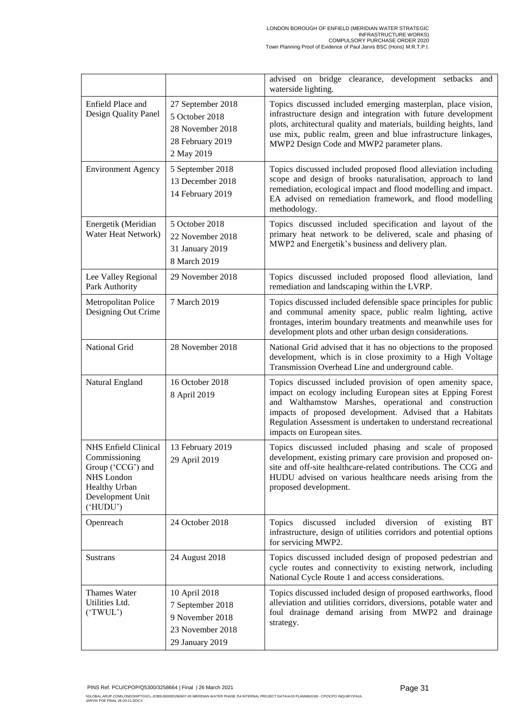|  |  |  |
| --- | --- | --- |
|  |  | advised on bridge clearance, development setbacks and waterside lighting. |
| Enfield Place and Design Quality Panel | 27 September 2018<br>5 October 2018<br>28 November 2018<br>28 February 2019<br>2 May 2019 | Topics discussed included emerging masterplan, place vision, infrastructure design and integration with future development plots, architectural quality and materials, building heights, land use mix, public realm, green and blue infrastructure linkages, MWP2 Design Code and MWP2 parameter plans. |
| Environment Agency | 5 September 2018<br>13 December 2018<br>14 February 2019 | Topics discussed included proposed flood alleviation including scope and design of brooks naturalisation, approach to land remediation, ecological impact and flood modelling and impact. EA advised on remediation framework, and flood modelling methodology. |
| Energetik (Meridian Water Heat Network) | 5 October 2018<br>22 November 2018<br>31 January 2019<br>8 March 2019 | Topics discussed included specification and layout of the primary heat network to be delivered, scale and phasing of MWP2 and Energetik's business and delivery plan. |
| Lee Valley Regional Park Authority | 29 November 2018 | Topics discussed included proposed flood alleviation, land remediation and landscaping within the LVRP. |
| Metropolitan Police Designing Out Crime | 7 March 2019 | Topics discussed included defensible space principles for public and communal amenity space, public realm lighting, active frontages, interim boundary treatments and meanwhile uses for development plots and other urban design considerations. |
| National Grid | 28 November 2018 | National Grid advised that it has no objections to the proposed development, which is in close proximity to a High Voltage Transmission Overhead Line and underground cable. |
| Natural England | 16 October 2018<br>8 April 2019 | Topics discussed included provision of open amenity space, impact on ecology including European sites at Epping Forest and Walthamstow Marshes, operational and construction impacts of proposed development. Advised that a Habitats Regulation Assessment is undertaken to understand recreational impacts on European sites. |
| NHS Enfield Clinical Commissioning Group ('CCG') and NHS London Healthy Urban Development Unit ('HUDU') | 13 February 2019<br>29 April 2019 | Topics discussed included phasing and scale of proposed development, existing primary care provision and proposed on-site and off-site healthcare-related contributions. The CCG and HUDU advised on various healthcare needs arising from the proposed development. |
| Openreach | 24 October 2018 | Topics discussed included diversion of existing BT infrastructure, design of utilities corridors and potential options for servicing MWP2. |
| Sustrans | 24 August 2018 | Topics discussed included design of proposed pedestrian and cycle routes and connectivity to existing network, including National Cycle Route 1 and access considerations. |
| Thames Water Utilities Ltd. ('TWUL') | 10 April 2018<br>7 September 2018<br>9 November 2018<br>23 November 2018<br>29 January 2019 | Topics discussed included design of proposed earthworks, flood alleviation and utilities corridors, diversions, potable water and foul drainage demand arising from MWP2 and drainage strategy. |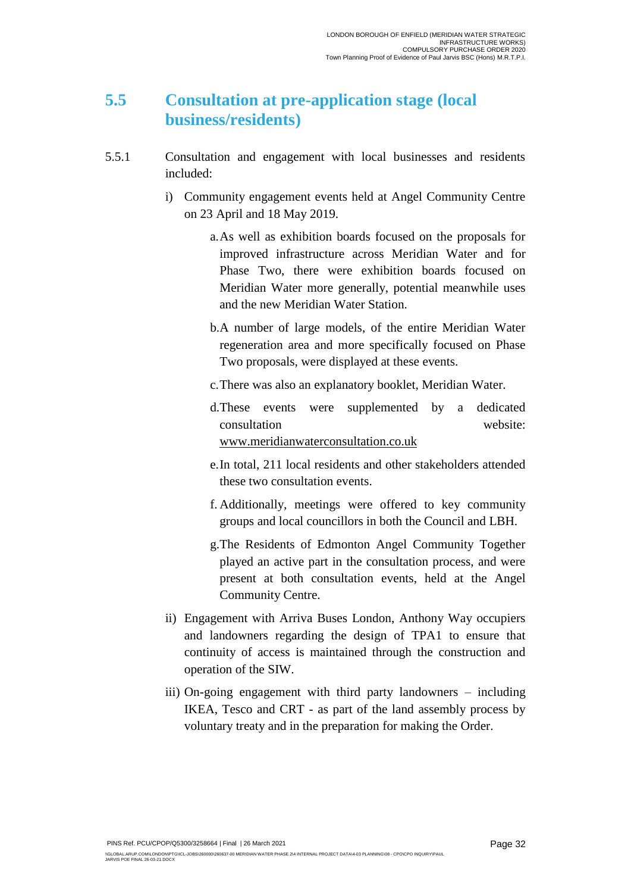## 5.5 Consultation at pre-application stage (local business/residents)

5.5.1 Consultation and engagement with local businesses and residents included:

i) Community engagement events held at Angel Community Centre on 23 April and 18 May 2019.

   a. As well as exhibition boards focused on the proposals for improved infrastructure across Meridian Water and for Phase Two, there were exhibition boards focused on Meridian Water more generally, potential meanwhile uses and the new Meridian Water Station.

   b. A number of large models, of the entire Meridian Water regeneration area and more specifically focused on Phase Two proposals, were displayed at these events.

   c. There was also an explanatory booklet, Meridian Water.

   d. These events were supplemented by a dedicated consultation website: www.meridianwaterconsultation.co.uk

   e. In total, 211 local residents and other stakeholders attended these two consultation events.

   f. Additionally, meetings were offered to key community groups and local councillors in both the Council and LBH.

   g. The Residents of Edmonton Angel Community Together played an active part in the consultation process, and were present at both consultation events, held at the Angel Community Centre.

ii) Engagement with Arriva Buses London, Anthony Way occupiers and landowners regarding the design of TPA1 to ensure that continuity of access is maintained through the construction and operation of the SIW.

iii) On-going engagement with third party landowners – including IKEA, Tesco and CRT - as part of the land assembly process by voluntary treaty and in the preparation for making the Order.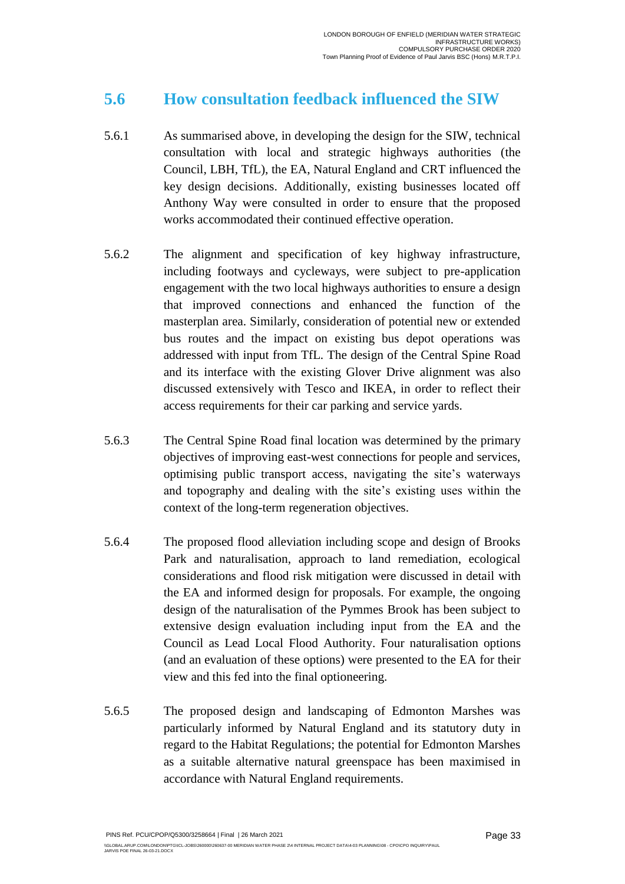## 5.6 How consultation feedback influenced the SIW

5.6.1 As summarised above, in developing the design for the SIW, technical consultation with local and strategic highways authorities (the Council, LBH, TfL), the EA, Natural England and CRT influenced the key design decisions. Additionally, existing businesses located off Anthony Way were consulted in order to ensure that the proposed works accommodated their continued effective operation.

5.6.2 The alignment and specification of key highway infrastructure, including footways and cycleways, were subject to pre-application engagement with the two local highways authorities to ensure a design that improved connections and enhanced the function of the masterplan area. Similarly, consideration of potential new or extended bus routes and the impact on existing bus depot operations was addressed with input from TfL. The design of the Central Spine Road and its interface with the existing Glover Drive alignment was also discussed extensively with Tesco and IKEA, in order to reflect their access requirements for their car parking and service yards.

5.6.3 The Central Spine Road final location was determined by the primary objectives of improving east-west connections for people and services, optimising public transport access, navigating the site's waterways and topography and dealing with the site's existing uses within the context of the long-term regeneration objectives.

5.6.4 The proposed flood alleviation including scope and design of Brooks Park and naturalisation, approach to land remediation, ecological considerations and flood risk mitigation were discussed in detail with the EA and informed design for proposals. For example, the ongoing design of the naturalisation of the Pymmes Brook has been subject to extensive design evaluation including input from the EA and the Council as Lead Local Flood Authority. Four naturalisation options (and an evaluation of these options) were presented to the EA for their view and this fed into the final optioneering.

5.6.5 The proposed design and landscaping of Edmonton Marshes was particularly informed by Natural England and its statutory duty in regard to the Habitat Regulations; the potential for Edmonton Marshes as a suitable alternative natural greenspace has been maximised in accordance with Natural England requirements.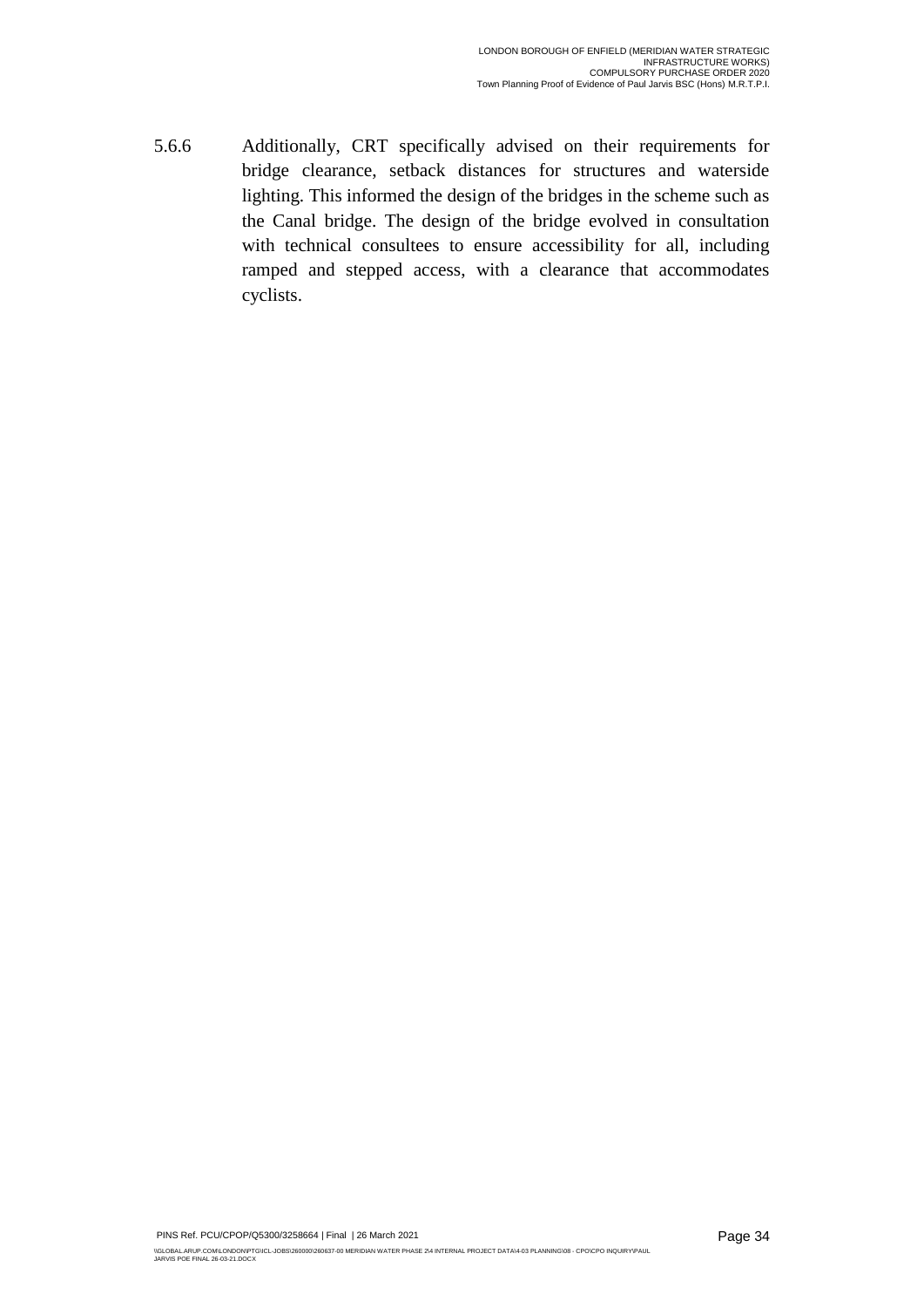5.6.6 Additionally, CRT specifically advised on their requirements for bridge clearance, setback distances for structures and waterside lighting. This informed the design of the bridges in the scheme such as the Canal bridge. The design of the bridge evolved in consultation with technical consultees to ensure accessibility for all, including ramped and stepped access, with a clearance that accommodates cyclists.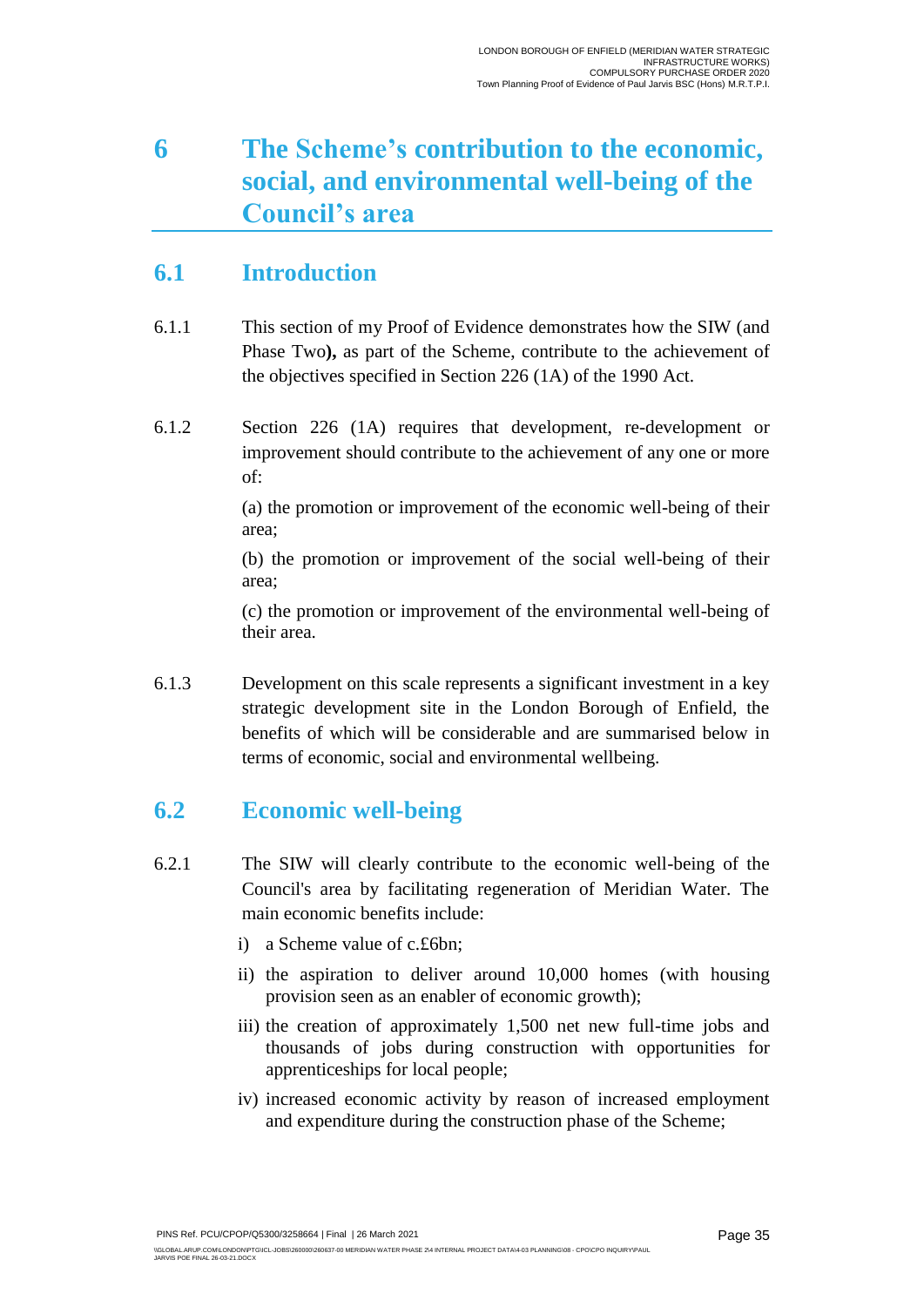# 6 The Scheme's contribution to the economic, social, and environmental well-being of the Council's area

## 6.1 Introduction

6.1.1 This section of my Proof of Evidence demonstrates how the SIW (and Phase Two**),** as part of the Scheme, contribute to the achievement of the objectives specified in Section 226 (1A) of the 1990 Act.

6.1.2 Section 226 (1A) requires that development, re-development or improvement should contribute to the achievement of any one or more of:

(a) the promotion or improvement of the economic well-being of their area;

(b) the promotion or improvement of the social well-being of their area;

(c) the promotion or improvement of the environmental well-being of their area.

6.1.3 Development on this scale represents a significant investment in a key strategic development site in the London Borough of Enfield, the benefits of which will be considerable and are summarised below in terms of economic, social and environmental wellbeing.

## 6.2 Economic well-being

6.2.1 The SIW will clearly contribute to the economic well-being of the Council's area by facilitating regeneration of Meridian Water. The main economic benefits include:

i) a Scheme value of c.£6bn;

ii) the aspiration to deliver around 10,000 homes (with housing provision seen as an enabler of economic growth);

iii) the creation of approximately 1,500 net new full-time jobs and thousands of jobs during construction with opportunities for apprenticeships for local people;

iv) increased economic activity by reason of increased employment and expenditure during the construction phase of the Scheme;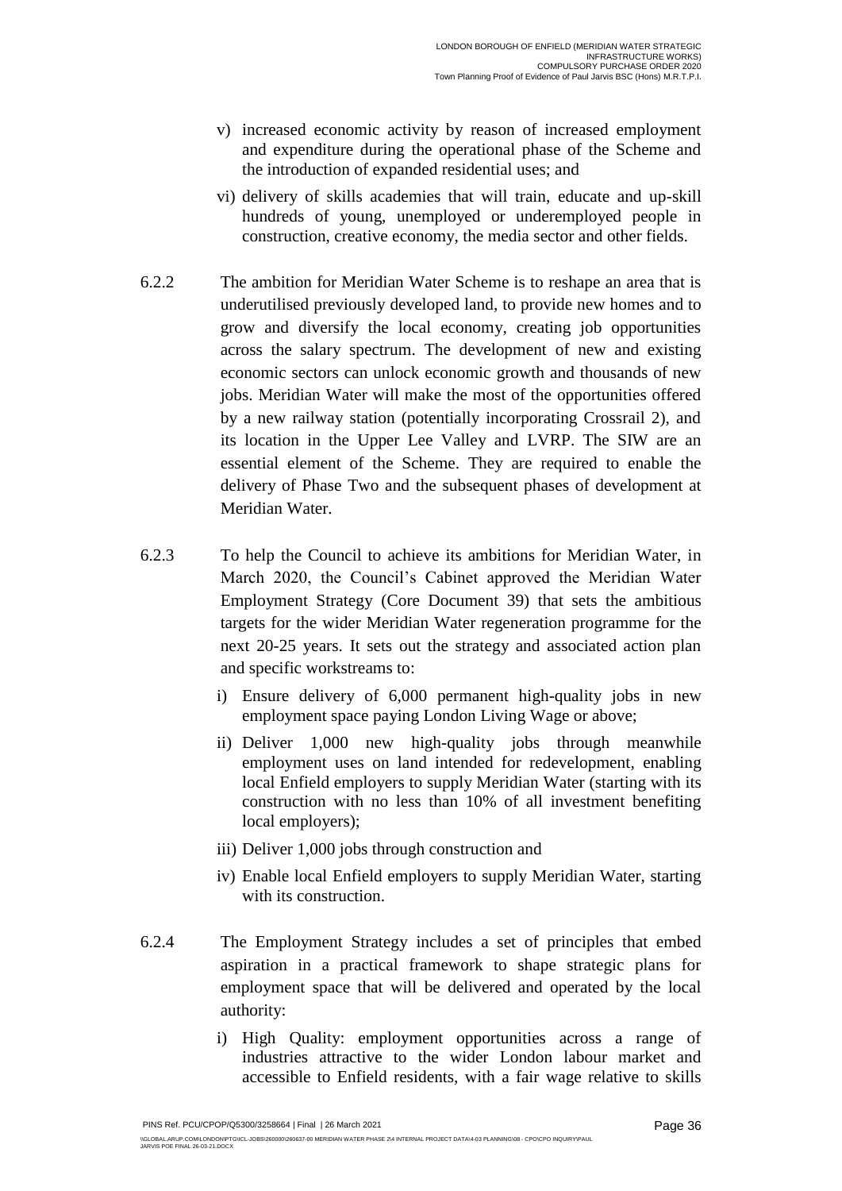v) increased economic activity by reason of increased employment and expenditure during the operational phase of the Scheme and the introduction of expanded residential uses; and

vi) delivery of skills academies that will train, educate and up-skill hundreds of young, unemployed or underemployed people in construction, creative economy, the media sector and other fields.

6.2.2 The ambition for Meridian Water Scheme is to reshape an area that is underutilised previously developed land, to provide new homes and to grow and diversify the local economy, creating job opportunities across the salary spectrum. The development of new and existing economic sectors can unlock economic growth and thousands of new jobs. Meridian Water will make the most of the opportunities offered by a new railway station (potentially incorporating Crossrail 2), and its location in the Upper Lee Valley and LVRP. The SIW are an essential element of the Scheme. They are required to enable the delivery of Phase Two and the subsequent phases of development at Meridian Water.

6.2.3 To help the Council to achieve its ambitions for Meridian Water, in March 2020, the Council's Cabinet approved the Meridian Water Employment Strategy (Core Document 39) that sets the ambitious targets for the wider Meridian Water regeneration programme for the next 20-25 years. It sets out the strategy and associated action plan and specific workstreams to:

i) Ensure delivery of 6,000 permanent high-quality jobs in new employment space paying London Living Wage or above;

ii) Deliver 1,000 new high-quality jobs through meanwhile employment uses on land intended for redevelopment, enabling local Enfield employers to supply Meridian Water (starting with its construction with no less than 10% of all investment benefiting local employers);

iii) Deliver 1,000 jobs through construction and

iv) Enable local Enfield employers to supply Meridian Water, starting with its construction.

6.2.4 The Employment Strategy includes a set of principles that embed aspiration in a practical framework to shape strategic plans for employment space that will be delivered and operated by the local authority:

i) High Quality: employment opportunities across a range of industries attractive to the wider London labour market and accessible to Enfield residents, with a fair wage relative to skills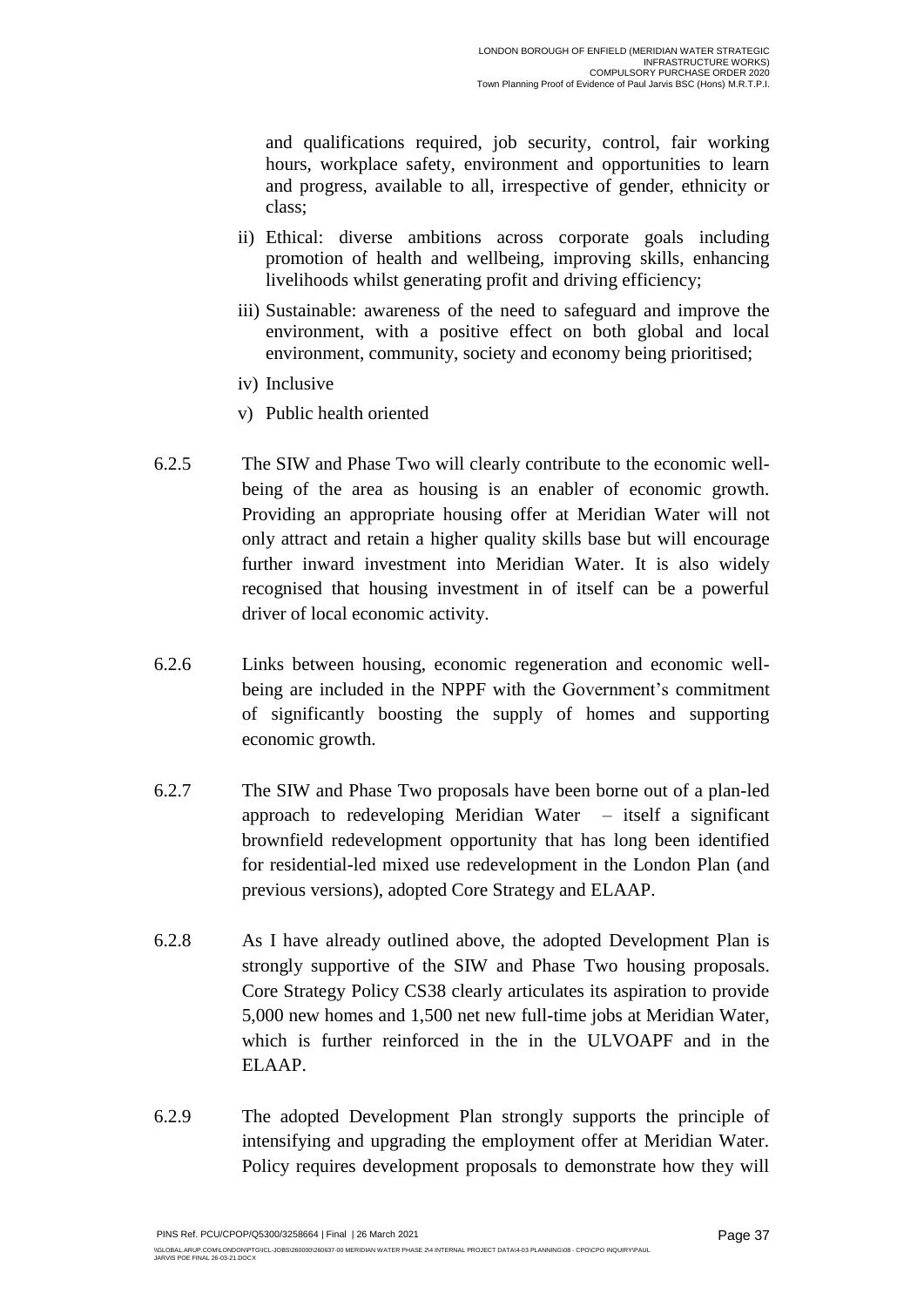and qualifications required, job security, control, fair working hours, workplace safety, environment and opportunities to learn and progress, available to all, irrespective of gender, ethnicity or class;

ii) Ethical: diverse ambitions across corporate goals including promotion of health and wellbeing, improving skills, enhancing livelihoods whilst generating profit and driving efficiency;

iii) Sustainable: awareness of the need to safeguard and improve the environment, with a positive effect on both global and local environment, community, society and economy being prioritised;

iv) Inclusive

v) Public health oriented

6.2.5 The SIW and Phase Two will clearly contribute to the economic well-being of the area as housing is an enabler of economic growth. Providing an appropriate housing offer at Meridian Water will not only attract and retain a higher quality skills base but will encourage further inward investment into Meridian Water. It is also widely recognised that housing investment in of itself can be a powerful driver of local economic activity.

6.2.6 Links between housing, economic regeneration and economic well-being are included in the NPPF with the Government's commitment of significantly boosting the supply of homes and supporting economic growth.

6.2.7 The SIW and Phase Two proposals have been borne out of a plan-led approach to redeveloping Meridian Water – itself a significant brownfield redevelopment opportunity that has long been identified for residential-led mixed use redevelopment in the London Plan (and previous versions), adopted Core Strategy and ELAAP.

6.2.8 As I have already outlined above, the adopted Development Plan is strongly supportive of the SIW and Phase Two housing proposals. Core Strategy Policy CS38 clearly articulates its aspiration to provide 5,000 new homes and 1,500 net new full-time jobs at Meridian Water, which is further reinforced in the in the ULVOAPF and in the ELAAP.

6.2.9 The adopted Development Plan strongly supports the principle of intensifying and upgrading the employment offer at Meridian Water. Policy requires development proposals to demonstrate how they will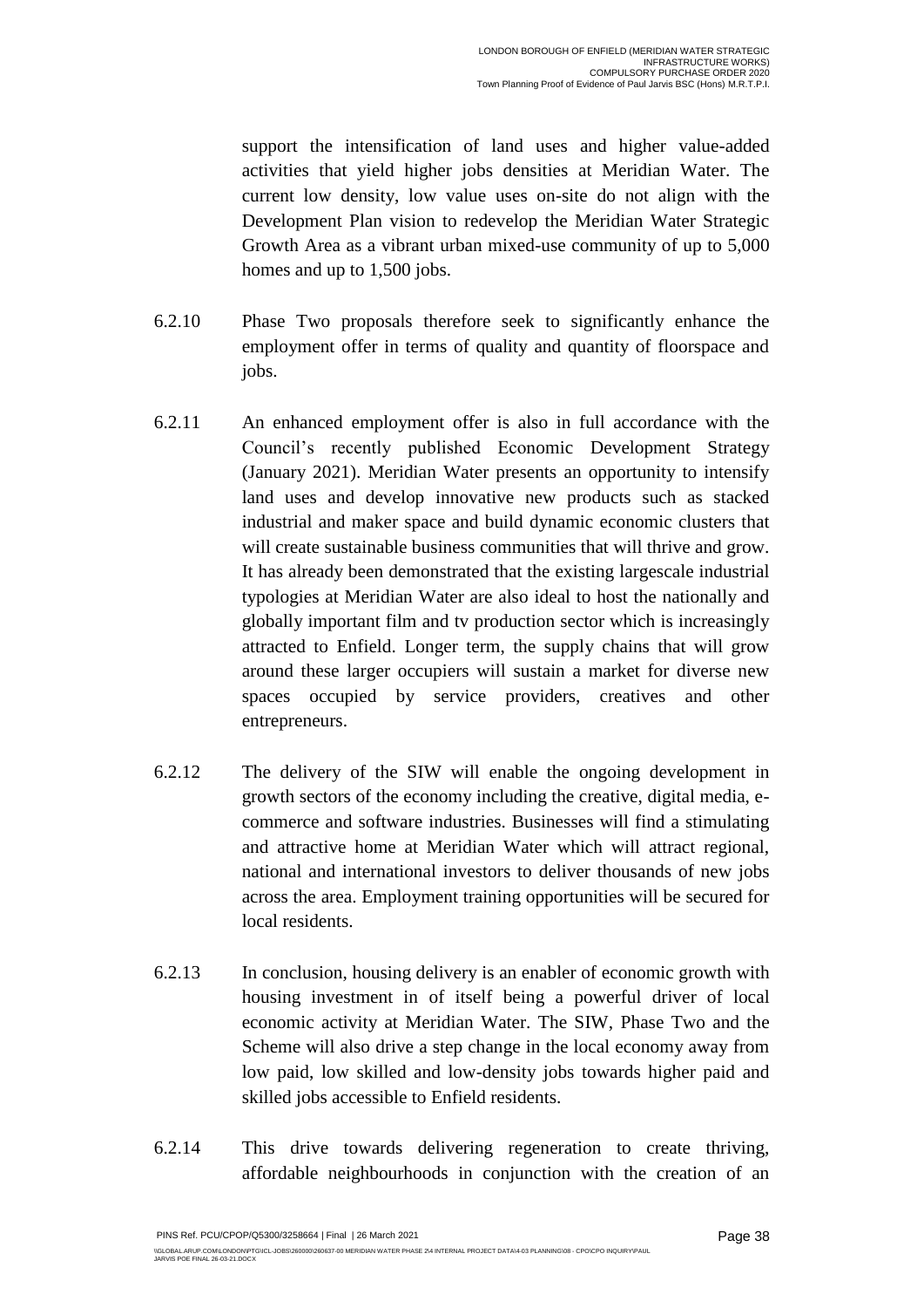support the intensification of land uses and higher value-added activities that yield higher jobs densities at Meridian Water. The current low density, low value uses on-site do not align with the Development Plan vision to redevelop the Meridian Water Strategic Growth Area as a vibrant urban mixed-use community of up to 5,000 homes and up to 1,500 jobs.

6.2.10 Phase Two proposals therefore seek to significantly enhance the employment offer in terms of quality and quantity of floorspace and jobs.

6.2.11 An enhanced employment offer is also in full accordance with the Council's recently published Economic Development Strategy (January 2021). Meridian Water presents an opportunity to intensify land uses and develop innovative new products such as stacked industrial and maker space and build dynamic economic clusters that will create sustainable business communities that will thrive and grow. It has already been demonstrated that the existing largescale industrial typologies at Meridian Water are also ideal to host the nationally and globally important film and tv production sector which is increasingly attracted to Enfield. Longer term, the supply chains that will grow around these larger occupiers will sustain a market for diverse new spaces occupied by service providers, creatives and other entrepreneurs.

6.2.12 The delivery of the SIW will enable the ongoing development in growth sectors of the economy including the creative, digital media, e-commerce and software industries. Businesses will find a stimulating and attractive home at Meridian Water which will attract regional, national and international investors to deliver thousands of new jobs across the area. Employment training opportunities will be secured for local residents.

6.2.13 In conclusion, housing delivery is an enabler of economic growth with housing investment in of itself being a powerful driver of local economic activity at Meridian Water. The SIW, Phase Two and the Scheme will also drive a step change in the local economy away from low paid, low skilled and low-density jobs towards higher paid and skilled jobs accessible to Enfield residents.

6.2.14 This drive towards delivering regeneration to create thriving, affordable neighbourhoods in conjunction with the creation of an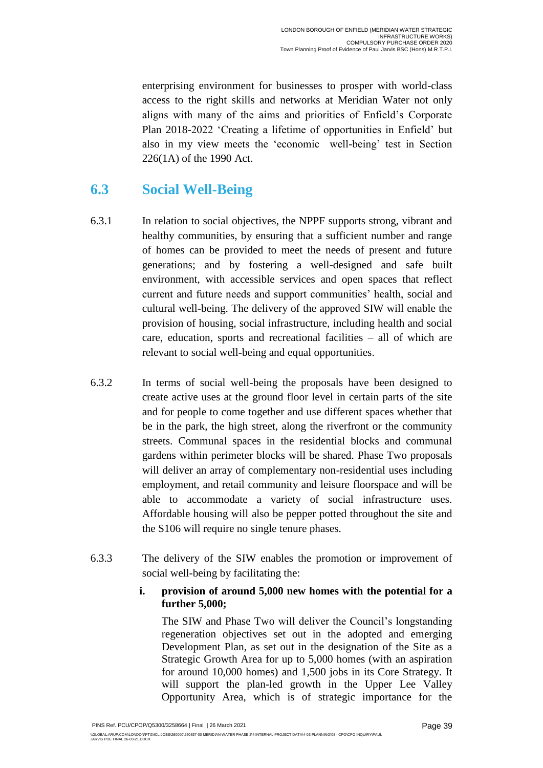enterprising environment for businesses to prosper with world-class access to the right skills and networks at Meridian Water not only aligns with many of the aims and priorities of Enfield's Corporate Plan 2018-2022 'Creating a lifetime of opportunities in Enfield' but also in my view meets the 'economic well-being' test in Section 226(1A) of the 1990 Act.

## 6.3 Social Well-Being

6.3.1 In relation to social objectives, the NPPF supports strong, vibrant and healthy communities, by ensuring that a sufficient number and range of homes can be provided to meet the needs of present and future generations; and by fostering a well-designed and safe built environment, with accessible services and open spaces that reflect current and future needs and support communities' health, social and cultural well-being. The delivery of the approved SIW will enable the provision of housing, social infrastructure, including health and social care, education, sports and recreational facilities – all of which are relevant to social well-being and equal opportunities.

6.3.2 In terms of social well-being the proposals have been designed to create active uses at the ground floor level in certain parts of the site and for people to come together and use different spaces whether that be in the park, the high street, along the riverfront or the community streets. Communal spaces in the residential blocks and communal gardens within perimeter blocks will be shared. Phase Two proposals will deliver an array of complementary non-residential uses including employment, and retail community and leisure floorspace and will be able to accommodate a variety of social infrastructure uses. Affordable housing will also be pepper potted throughout the site and the S106 will require no single tenure phases.

6.3.3 The delivery of the SIW enables the promotion or improvement of social well-being by facilitating the:

**i. provision of around 5,000 new homes with the potential for a further 5,000;**

The SIW and Phase Two will deliver the Council's longstanding regeneration objectives set out in the adopted and emerging Development Plan, as set out in the designation of the Site as a Strategic Growth Area for up to 5,000 homes (with an aspiration for around 10,000 homes) and 1,500 jobs in its Core Strategy. It will support the plan-led growth in the Upper Lee Valley Opportunity Area, which is of strategic importance for the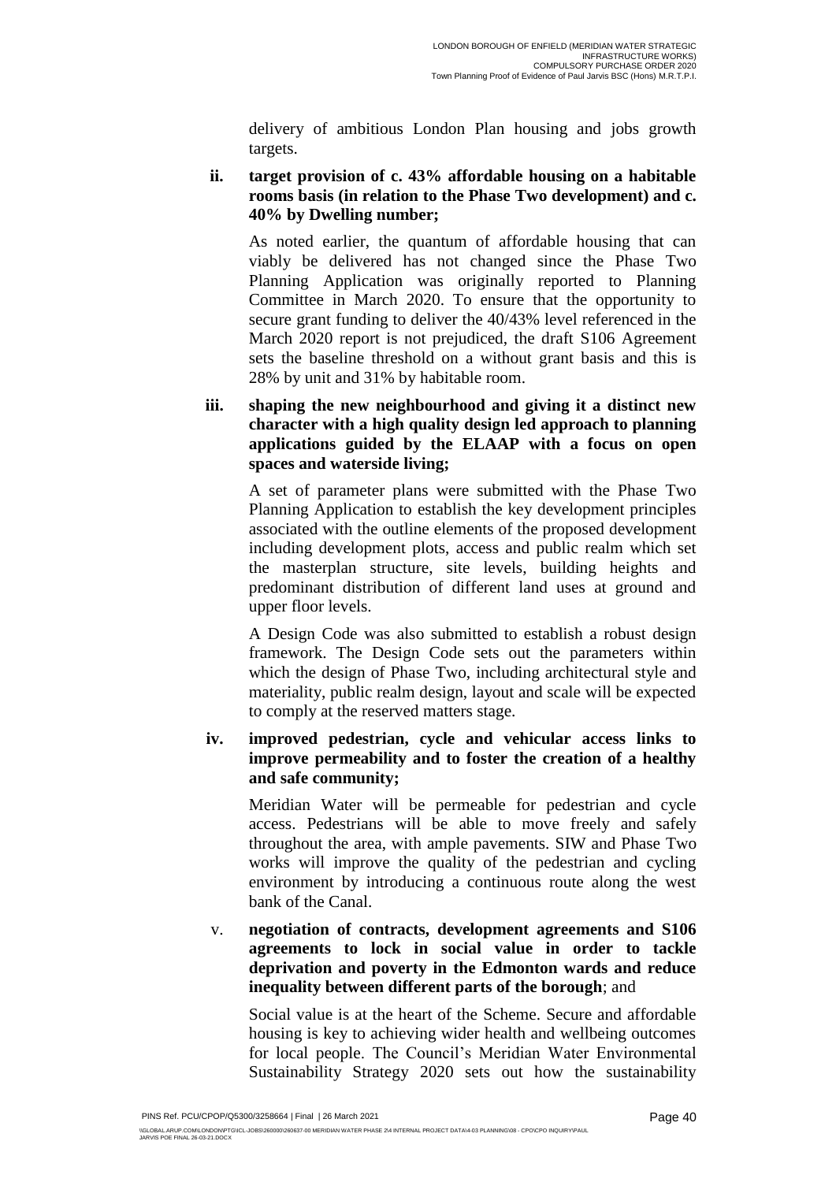delivery of ambitious London Plan housing and jobs growth targets.

**ii. target provision of c. 43% affordable housing on a habitable rooms basis (in relation to the Phase Two development) and c. 40% by Dwelling number;**

As noted earlier, the quantum of affordable housing that can viably be delivered has not changed since the Phase Two Planning Application was originally reported to Planning Committee in March 2020. To ensure that the opportunity to secure grant funding to deliver the 40/43% level referenced in the March 2020 report is not prejudiced, the draft S106 Agreement sets the baseline threshold on a without grant basis and this is 28% by unit and 31% by habitable room.

**iii. shaping the new neighbourhood and giving it a distinct new character with a high quality design led approach to planning applications guided by the ELAAP with a focus on open spaces and waterside living;**

A set of parameter plans were submitted with the Phase Two Planning Application to establish the key development principles associated with the outline elements of the proposed development including development plots, access and public realm which set the masterplan structure, site levels, building heights and predominant distribution of different land uses at ground and upper floor levels.

A Design Code was also submitted to establish a robust design framework. The Design Code sets out the parameters within which the design of Phase Two, including architectural style and materiality, public realm design, layout and scale will be expected to comply at the reserved matters stage.

**iv. improved pedestrian, cycle and vehicular access links to improve permeability and to foster the creation of a healthy and safe community;**

Meridian Water will be permeable for pedestrian and cycle access. Pedestrians will be able to move freely and safely throughout the area, with ample pavements. SIW and Phase Two works will improve the quality of the pedestrian and cycling environment by introducing a continuous route along the west bank of the Canal.

v. **negotiation of contracts, development agreements and S106 agreements to lock in social value in order to tackle deprivation and poverty in the Edmonton wards and reduce inequality between different parts of the borough**; and

Social value is at the heart of the Scheme. Secure and affordable housing is key to achieving wider health and wellbeing outcomes for local people. The Council's Meridian Water Environmental Sustainability Strategy 2020 sets out how the sustainability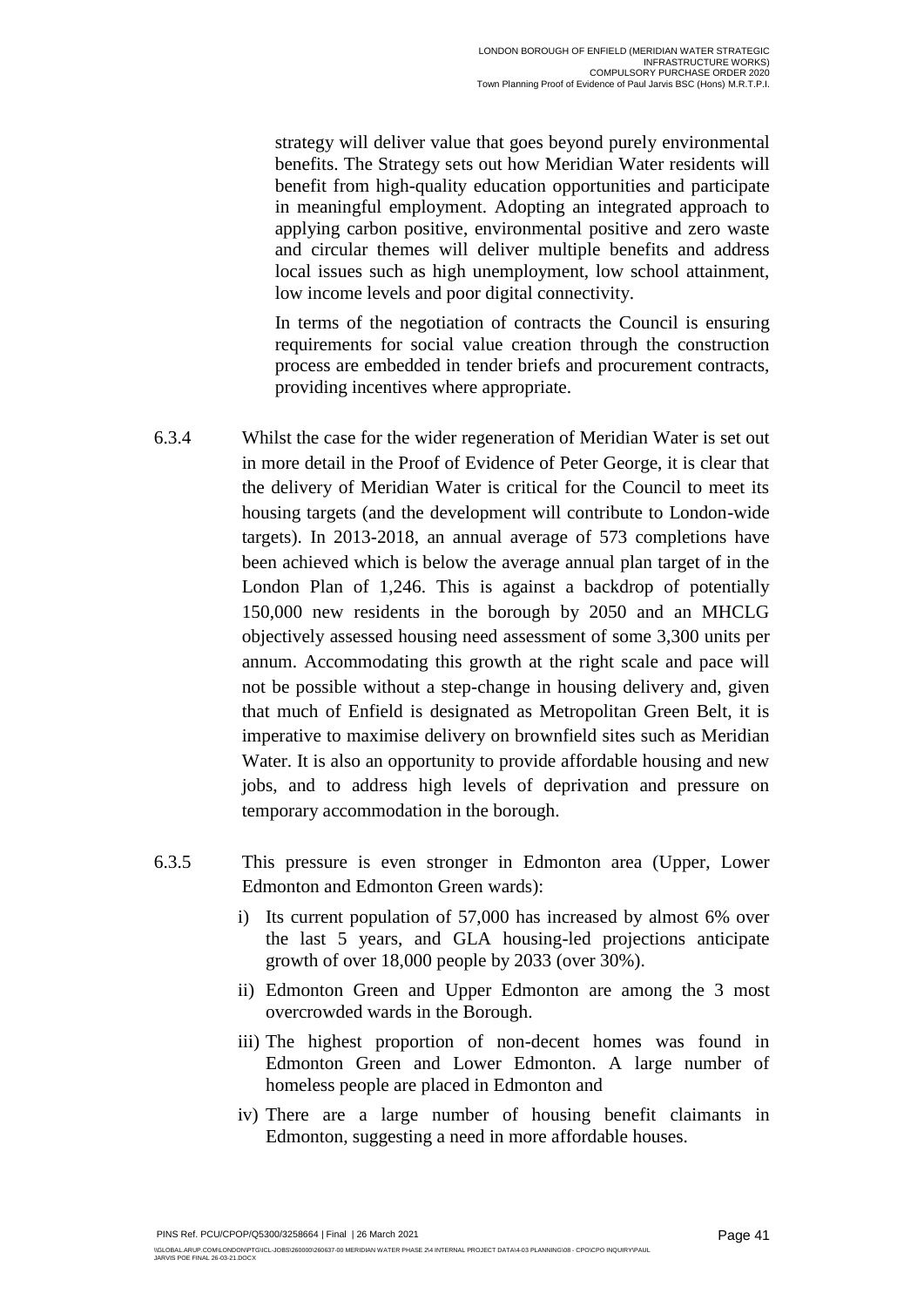strategy will deliver value that goes beyond purely environmental benefits. The Strategy sets out how Meridian Water residents will benefit from high-quality education opportunities and participate in meaningful employment. Adopting an integrated approach to applying carbon positive, environmental positive and zero waste and circular themes will deliver multiple benefits and address local issues such as high unemployment, low school attainment, low income levels and poor digital connectivity.

In terms of the negotiation of contracts the Council is ensuring requirements for social value creation through the construction process are embedded in tender briefs and procurement contracts, providing incentives where appropriate.

6.3.4 Whilst the case for the wider regeneration of Meridian Water is set out in more detail in the Proof of Evidence of Peter George, it is clear that the delivery of Meridian Water is critical for the Council to meet its housing targets (and the development will contribute to London-wide targets). In 2013-2018, an annual average of 573 completions have been achieved which is below the average annual plan target of in the London Plan of 1,246. This is against a backdrop of potentially 150,000 new residents in the borough by 2050 and an MHCLG objectively assessed housing need assessment of some 3,300 units per annum. Accommodating this growth at the right scale and pace will not be possible without a step-change in housing delivery and, given that much of Enfield is designated as Metropolitan Green Belt, it is imperative to maximise delivery on brownfield sites such as Meridian Water. It is also an opportunity to provide affordable housing and new jobs, and to address high levels of deprivation and pressure on temporary accommodation in the borough.

6.3.5 This pressure is even stronger in Edmonton area (Upper, Lower Edmonton and Edmonton Green wards):

i) Its current population of 57,000 has increased by almost 6% over the last 5 years, and GLA housing-led projections anticipate growth of over 18,000 people by 2033 (over 30%).

ii) Edmonton Green and Upper Edmonton are among the 3 most overcrowded wards in the Borough.

iii) The highest proportion of non-decent homes was found in Edmonton Green and Lower Edmonton. A large number of homeless people are placed in Edmonton and

iv) There are a large number of housing benefit claimants in Edmonton, suggesting a need in more affordable houses.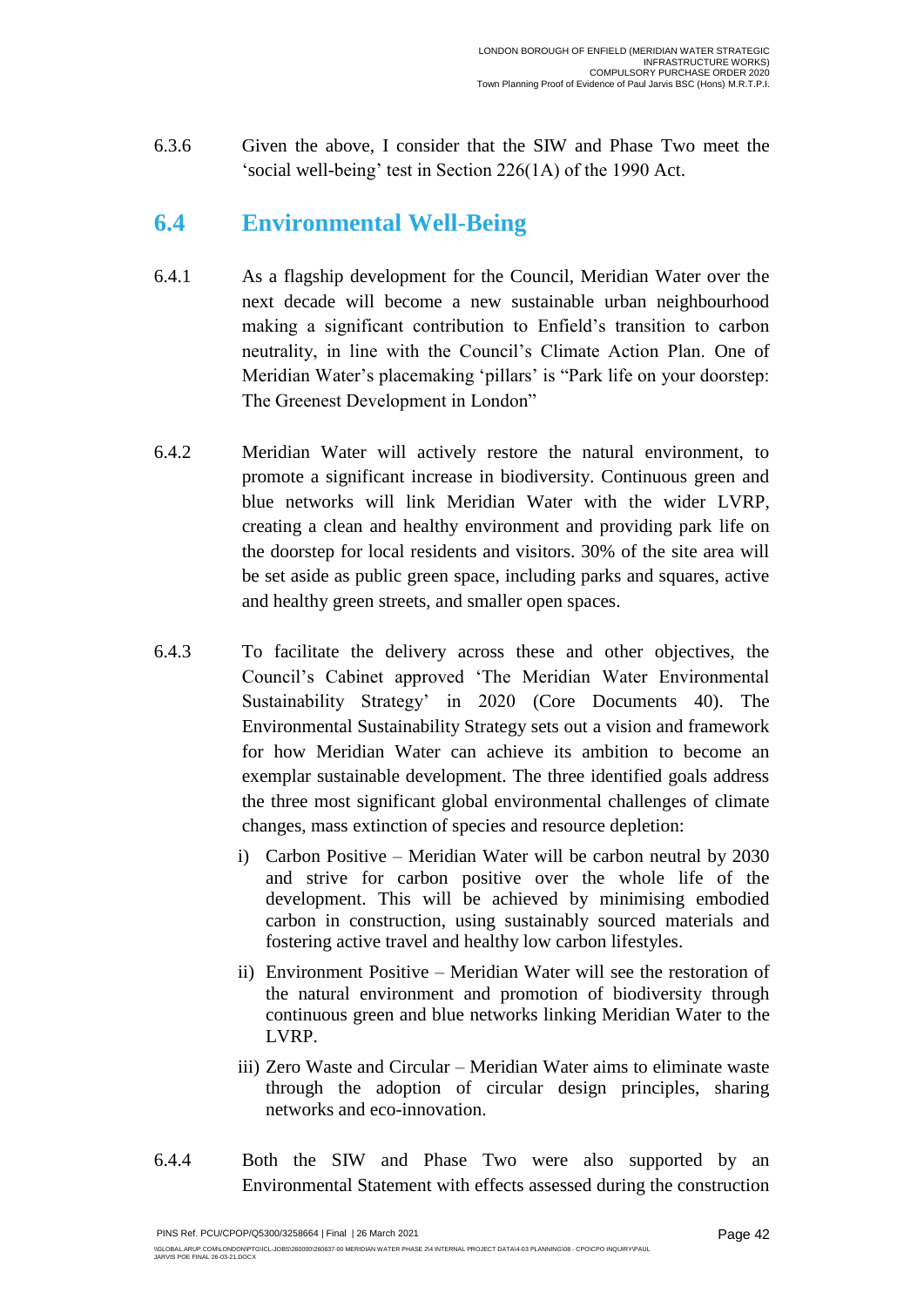6.3.6 Given the above, I consider that the SIW and Phase Two meet the 'social well-being' test in Section 226(1A) of the 1990 Act.

## 6.4 Environmental Well-Being

6.4.1 As a flagship development for the Council, Meridian Water over the next decade will become a new sustainable urban neighbourhood making a significant contribution to Enfield's transition to carbon neutrality, in line with the Council's Climate Action Plan. One of Meridian Water's placemaking 'pillars' is "Park life on your doorstep: The Greenest Development in London"

6.4.2 Meridian Water will actively restore the natural environment, to promote a significant increase in biodiversity. Continuous green and blue networks will link Meridian Water with the wider LVRP, creating a clean and healthy environment and providing park life on the doorstep for local residents and visitors. 30% of the site area will be set aside as public green space, including parks and squares, active and healthy green streets, and smaller open spaces.

6.4.3 To facilitate the delivery across these and other objectives, the Council's Cabinet approved 'The Meridian Water Environmental Sustainability Strategy' in 2020 (Core Documents 40). The Environmental Sustainability Strategy sets out a vision and framework for how Meridian Water can achieve its ambition to become an exemplar sustainable development. The three identified goals address the three most significant global environmental challenges of climate changes, mass extinction of species and resource depletion:

i) Carbon Positive – Meridian Water will be carbon neutral by 2030 and strive for carbon positive over the whole life of the development. This will be achieved by minimising embodied carbon in construction, using sustainably sourced materials and fostering active travel and healthy low carbon lifestyles.

ii) Environment Positive – Meridian Water will see the restoration of the natural environment and promotion of biodiversity through continuous green and blue networks linking Meridian Water to the LVRP.

iii) Zero Waste and Circular – Meridian Water aims to eliminate waste through the adoption of circular design principles, sharing networks and eco-innovation.

6.4.4 Both the SIW and Phase Two were also supported by an Environmental Statement with effects assessed during the construction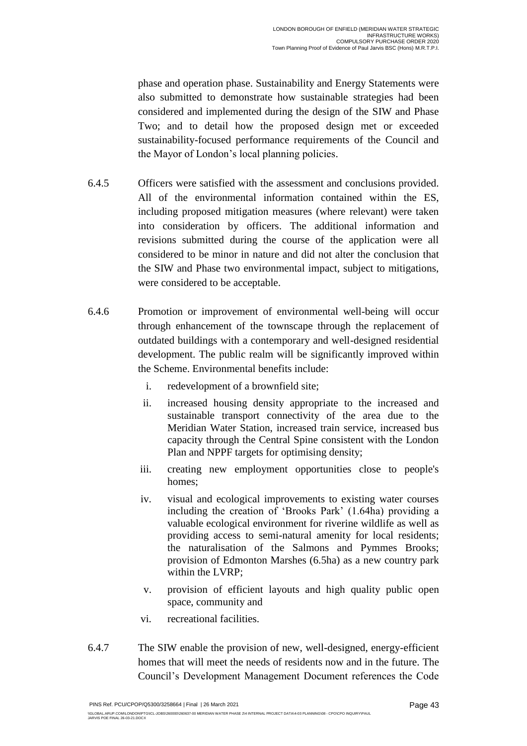phase and operation phase. Sustainability and Energy Statements were also submitted to demonstrate how sustainable strategies had been considered and implemented during the design of the SIW and Phase Two; and to detail how the proposed design met or exceeded sustainability-focused performance requirements of the Council and the Mayor of London's local planning policies.

6.4.5 Officers were satisfied with the assessment and conclusions provided. All of the environmental information contained within the ES, including proposed mitigation measures (where relevant) were taken into consideration by officers. The additional information and revisions submitted during the course of the application were all considered to be minor in nature and did not alter the conclusion that the SIW and Phase two environmental impact, subject to mitigations, were considered to be acceptable.

6.4.6 Promotion or improvement of environmental well-being will occur through enhancement of the townscape through the replacement of outdated buildings with a contemporary and well-designed residential development. The public realm will be significantly improved within the Scheme. Environmental benefits include:

i. redevelopment of a brownfield site;

ii. increased housing density appropriate to the increased and sustainable transport connectivity of the area due to the Meridian Water Station, increased train service, increased bus capacity through the Central Spine consistent with the London Plan and NPPF targets for optimising density;

iii. creating new employment opportunities close to people's homes;

iv. visual and ecological improvements to existing water courses including the creation of 'Brooks Park' (1.64ha) providing a valuable ecological environment for riverine wildlife as well as providing access to semi-natural amenity for local residents; the naturalisation of the Salmons and Pymmes Brooks; provision of Edmonton Marshes (6.5ha) as a new country park within the LVRP;

v. provision of efficient layouts and high quality public open space, community and

vi. recreational facilities.

6.4.7 The SIW enable the provision of new, well-designed, energy-efficient homes that will meet the needs of residents now and in the future. The Council's Development Management Document references the Code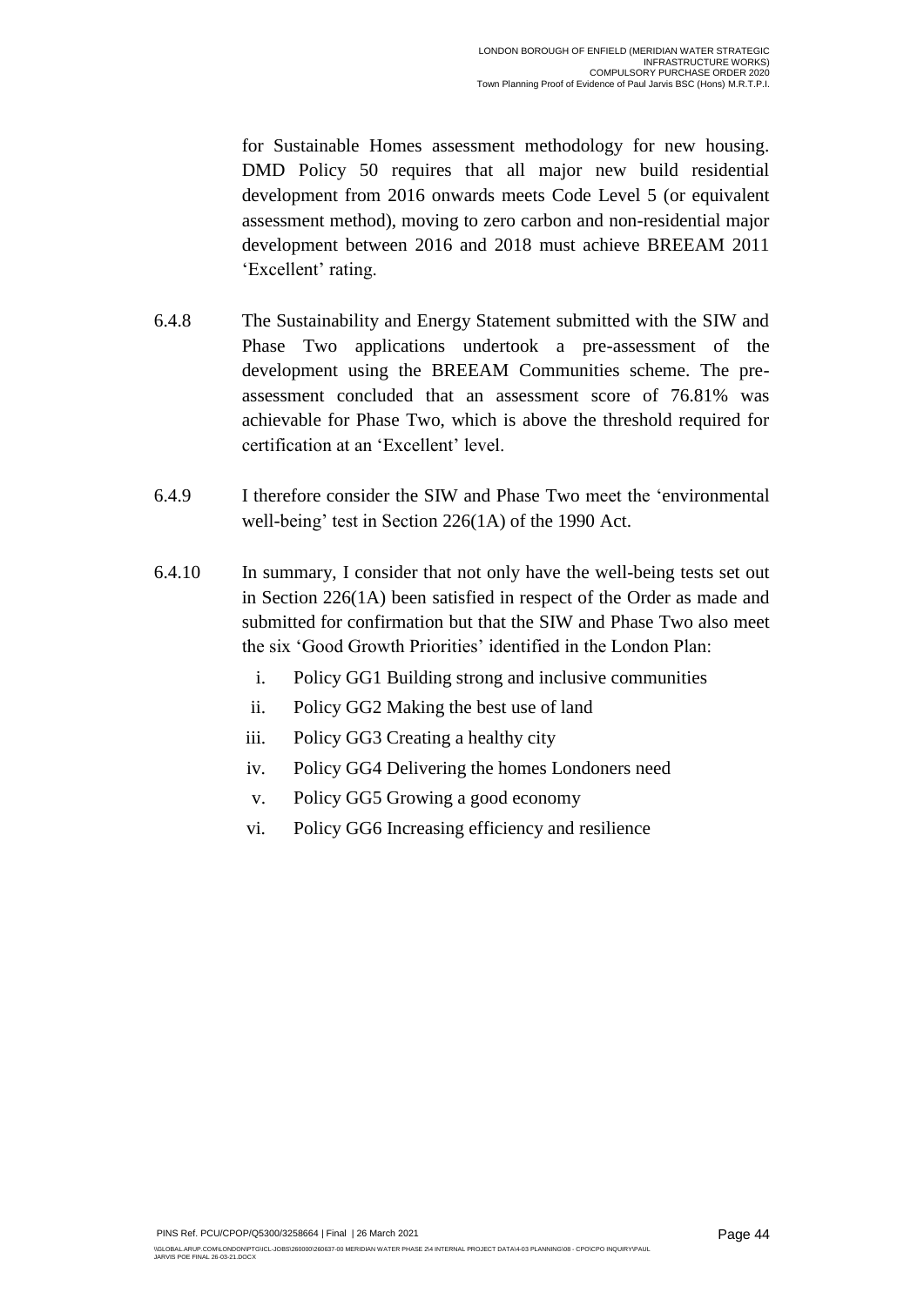for Sustainable Homes assessment methodology for new housing. DMD Policy 50 requires that all major new build residential development from 2016 onwards meets Code Level 5 (or equivalent assessment method), moving to zero carbon and non-residential major development between 2016 and 2018 must achieve BREEAM 2011 'Excellent' rating.

6.4.8 The Sustainability and Energy Statement submitted with the SIW and Phase Two applications undertook a pre-assessment of the development using the BREEAM Communities scheme. The pre-assessment concluded that an assessment score of 76.81% was achievable for Phase Two, which is above the threshold required for certification at an 'Excellent' level.

6.4.9 I therefore consider the SIW and Phase Two meet the 'environmental well-being' test in Section 226(1A) of the 1990 Act.

6.4.10 In summary, I consider that not only have the well-being tests set out in Section 226(1A) been satisfied in respect of the Order as made and submitted for confirmation but that the SIW and Phase Two also meet the six 'Good Growth Priorities' identified in the London Plan:

i. Policy GG1 Building strong and inclusive communities
ii. Policy GG2 Making the best use of land
iii. Policy GG3 Creating a healthy city
iv. Policy GG4 Delivering the homes Londoners need
v. Policy GG5 Growing a good economy
vi. Policy GG6 Increasing efficiency and resilience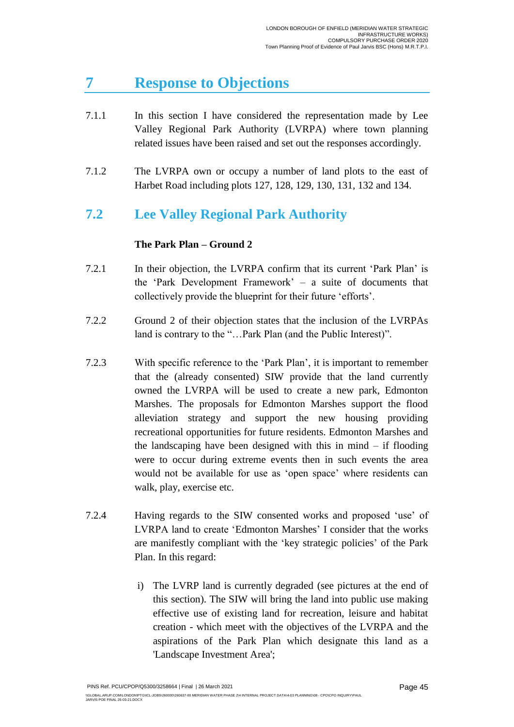# 7 Response to Objections

7.1.1 In this section I have considered the representation made by Lee Valley Regional Park Authority (LVRPA) where town planning related issues have been raised and set out the responses accordingly.

7.1.2 The LVRPA own or occupy a number of land plots to the east of Harbet Road including plots 127, 128, 129, 130, 131, 132 and 134.

## 7.2 Lee Valley Regional Park Authority

**The Park Plan – Ground 2**

7.2.1 In their objection, the LVRPA confirm that its current 'Park Plan' is the 'Park Development Framework' – a suite of documents that collectively provide the blueprint for their future 'efforts'.

7.2.2 Ground 2 of their objection states that the inclusion of the LVRPAs land is contrary to the "…Park Plan (and the Public Interest)".

7.2.3 With specific reference to the 'Park Plan', it is important to remember that the (already consented) SIW provide that the land currently owned the LVRPA will be used to create a new park, Edmonton Marshes. The proposals for Edmonton Marshes support the flood alleviation strategy and support the new housing providing recreational opportunities for future residents. Edmonton Marshes and the landscaping have been designed with this in mind – if flooding were to occur during extreme events then in such events the area would not be available for use as 'open space' where residents can walk, play, exercise etc.

7.2.4 Having regards to the SIW consented works and proposed 'use' of LVRPA land to create 'Edmonton Marshes' I consider that the works are manifestly compliant with the 'key strategic policies' of the Park Plan. In this regard:

i) The LVRP land is currently degraded (see pictures at the end of this section). The SIW will bring the land into public use making effective use of existing land for recreation, leisure and habitat creation - which meet with the objectives of the LVRPA and the aspirations of the Park Plan which designate this land as a 'Landscape Investment Area';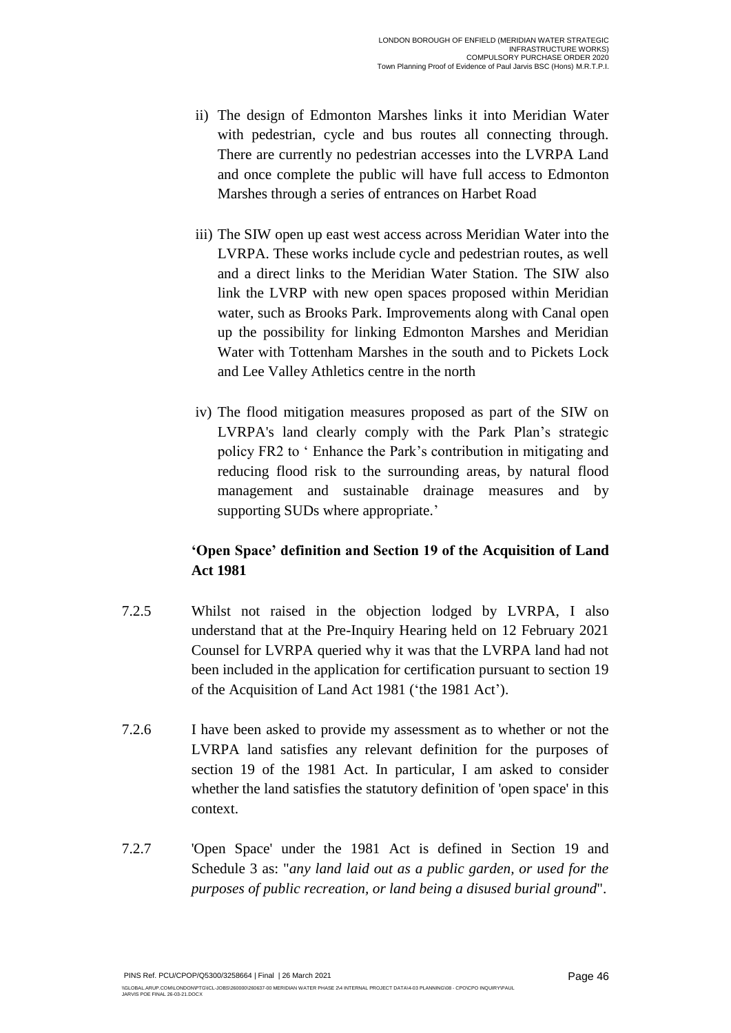ii) The design of Edmonton Marshes links it into Meridian Water with pedestrian, cycle and bus routes all connecting through. There are currently no pedestrian accesses into the LVRPA Land and once complete the public will have full access to Edmonton Marshes through a series of entrances on Harbet Road

iii) The SIW open up east west access across Meridian Water into the LVRPA. These works include cycle and pedestrian routes, as well and a direct links to the Meridian Water Station. The SIW also link the LVRP with new open spaces proposed within Meridian water, such as Brooks Park. Improvements along with Canal open up the possibility for linking Edmonton Marshes and Meridian Water with Tottenham Marshes in the south and to Pickets Lock and Lee Valley Athletics centre in the north

iv) The flood mitigation measures proposed as part of the SIW on LVRPA's land clearly comply with the Park Plan's strategic policy FR2 to ' Enhance the Park's contribution in mitigating and reducing flood risk to the surrounding areas, by natural flood management and sustainable drainage measures and by supporting SUDs where appropriate.'

**'Open Space' definition and Section 19 of the Acquisition of Land Act 1981**

7.2.5 Whilst not raised in the objection lodged by LVRPA, I also understand that at the Pre-Inquiry Hearing held on 12 February 2021 Counsel for LVRPA queried why it was that the LVRPA land had not been included in the application for certification pursuant to section 19 of the Acquisition of Land Act 1981 ('the 1981 Act').

7.2.6 I have been asked to provide my assessment as to whether or not the LVRPA land satisfies any relevant definition for the purposes of section 19 of the 1981 Act. In particular, I am asked to consider whether the land satisfies the statutory definition of 'open space' in this context.

7.2.7 'Open Space' under the 1981 Act is defined in Section 19 and Schedule 3 as: "*any land laid out as a public garden, or used for the purposes of public recreation, or land being a disused burial ground*".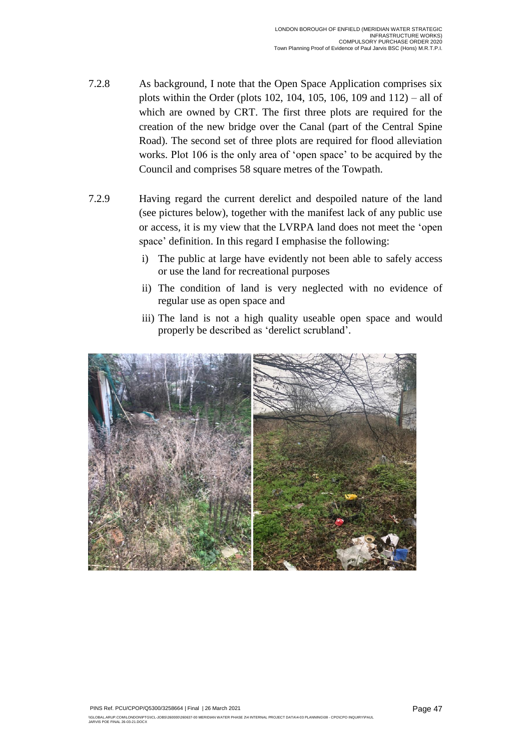7.2.8 As background, I note that the Open Space Application comprises six plots within the Order (plots 102, 104, 105, 106, 109 and 112) – all of which are owned by CRT. The first three plots are required for the creation of the new bridge over the Canal (part of the Central Spine Road). The second set of three plots are required for flood alleviation works. Plot 106 is the only area of 'open space' to be acquired by the Council and comprises 58 square metres of the Towpath.

7.2.9 Having regard the current derelict and despoiled nature of the land (see pictures below), together with the manifest lack of any public use or access, it is my view that the LVRPA land does not meet the 'open space' definition. In this regard I emphasise the following:

i) The public at large have evidently not been able to safely access or use the land for recreational purposes

ii) The condition of land is very neglected with no evidence of regular use as open space and

iii) The land is not a high quality useable open space and would properly be described as 'derelict scrubland'.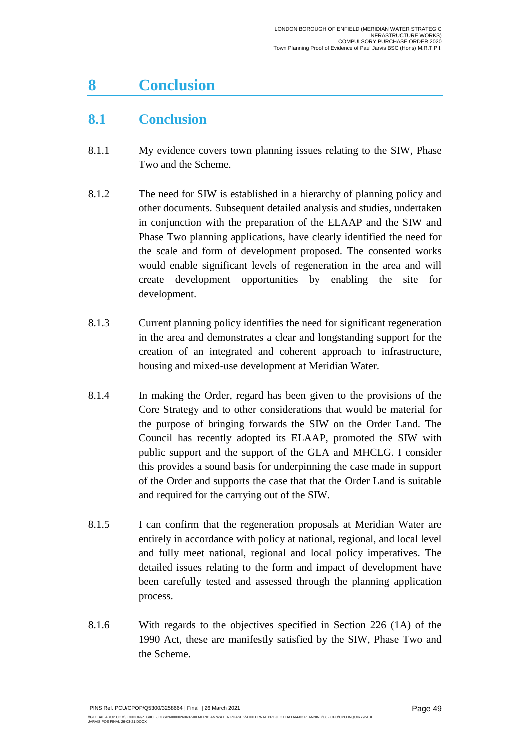# 8 Conclusion

## 8.1 Conclusion

8.1.1 My evidence covers town planning issues relating to the SIW, Phase Two and the Scheme.

8.1.2 The need for SIW is established in a hierarchy of planning policy and other documents. Subsequent detailed analysis and studies, undertaken in conjunction with the preparation of the ELAAP and the SIW and Phase Two planning applications, have clearly identified the need for the scale and form of development proposed. The consented works would enable significant levels of regeneration in the area and will create development opportunities by enabling the site for development.

8.1.3 Current planning policy identifies the need for significant regeneration in the area and demonstrates a clear and longstanding support for the creation of an integrated and coherent approach to infrastructure, housing and mixed-use development at Meridian Water.

8.1.4 In making the Order, regard has been given to the provisions of the Core Strategy and to other considerations that would be material for the purpose of bringing forwards the SIW on the Order Land. The Council has recently adopted its ELAAP, promoted the SIW with public support and the support of the GLA and MHCLG. I consider this provides a sound basis for underpinning the case made in support of the Order and supports the case that that the Order Land is suitable and required for the carrying out of the SIW.

8.1.5 I can confirm that the regeneration proposals at Meridian Water are entirely in accordance with policy at national, regional, and local level and fully meet national, regional and local policy imperatives. The detailed issues relating to the form and impact of development have been carefully tested and assessed through the planning application process.

8.1.6 With regards to the objectives specified in Section 226 (1A) of the 1990 Act, these are manifestly satisfied by the SIW, Phase Two and the Scheme.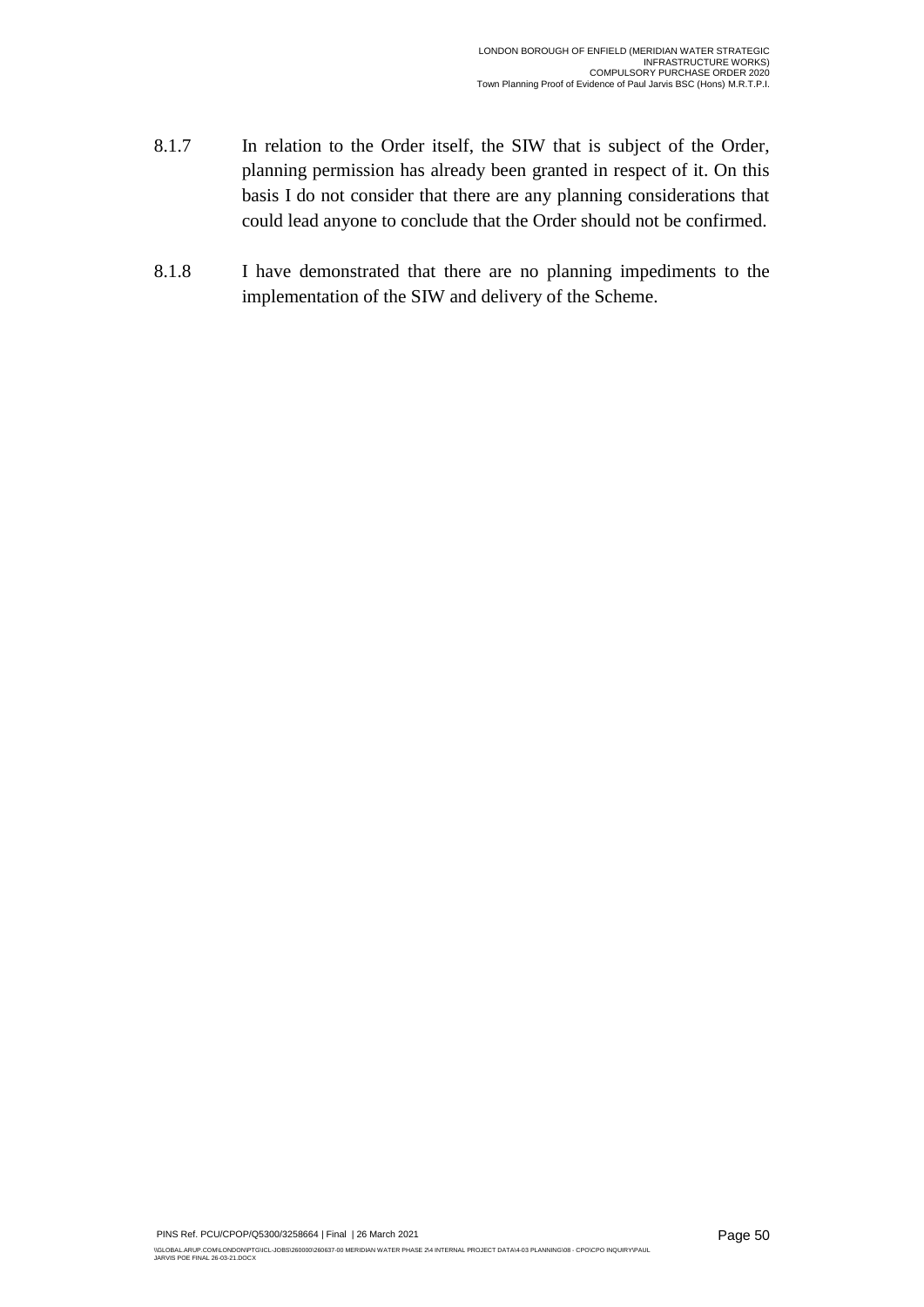8.1.7 In relation to the Order itself, the SIW that is subject of the Order, planning permission has already been granted in respect of it. On this basis I do not consider that there are any planning considerations that could lead anyone to conclude that the Order should not be confirmed.

8.1.8 I have demonstrated that there are no planning impediments to the implementation of the SIW and delivery of the Scheme.